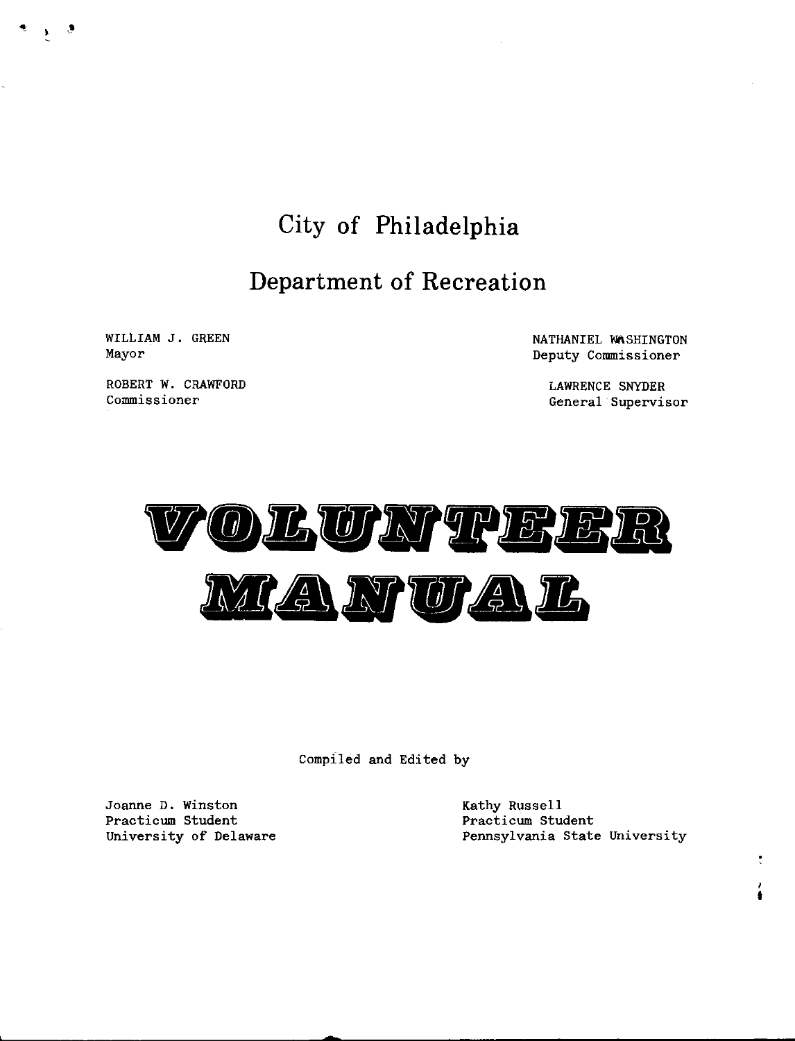# City of Philadelphia

## Department of Recreation

WILLIAM J. GREEN
Mayor

ROBERT W. CRAWFORD
Commissioner

NATHANIEL WASHINGTON
Deputy Commissioner

LAWRENCE SNYDER
General Supervisor

# VOLUNTEER MANUAL

Compiled and Edited by

Joanne D. Winston
Practicum Student
University of Delaware

Kathy Russell
Practicum Student
Pennsylvania State University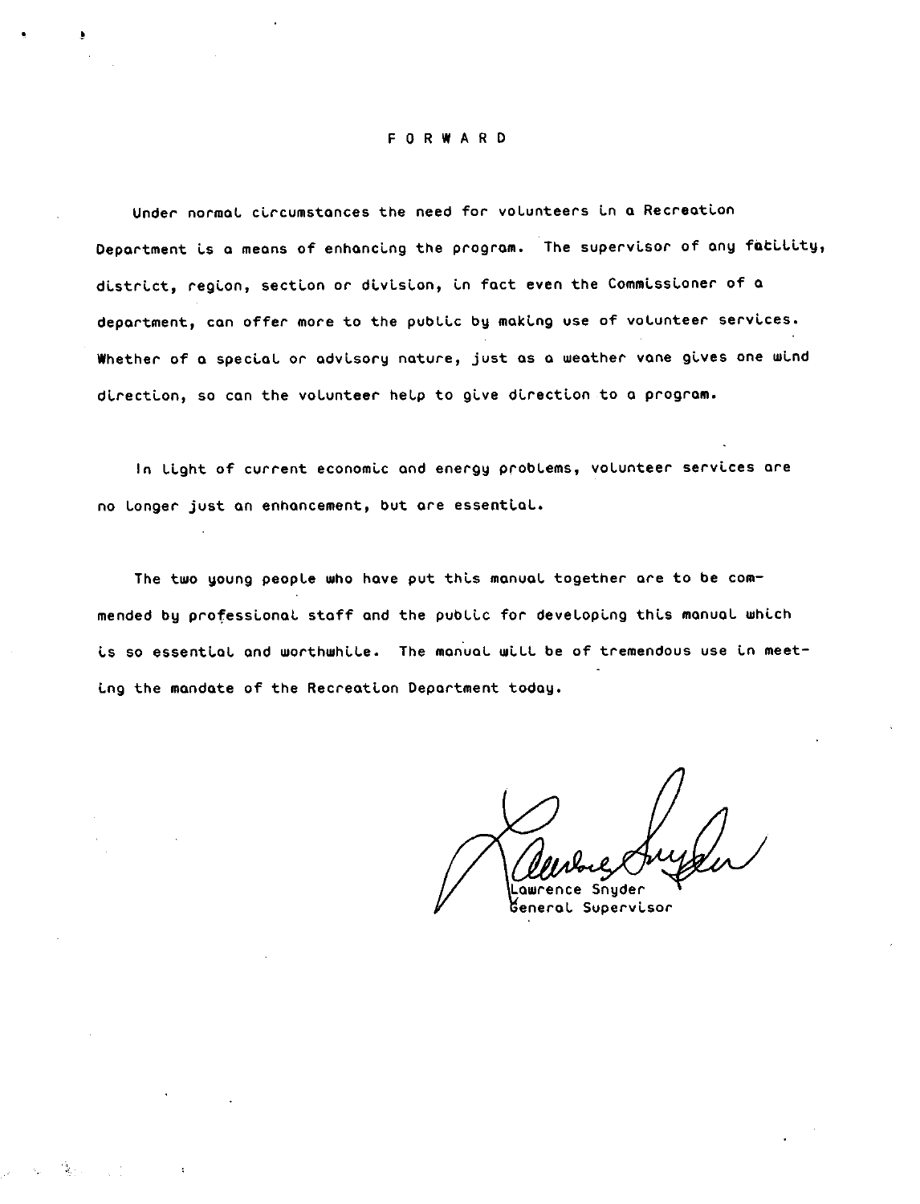# F O R W A R D

Under normal circumstances the need for volunteers in a Recreation Department is a means of enhancing the program. The supervisor of any fatility, district, region, section or division, in fact even the Commissioner of a department, can offer more to the public by making use of volunteer services. Whether of a special or advisory nature, just as a weather vane gives one wind direction, so can the volunteer help to give direction to a program.

In light of current economic and energy problems, volunteer services are no longer just an enhancement, but are essential.

The two young people who have put this manual together are to be commended by professional staff and the public for developing this manual which is so essential and worthwhile. The manual will be of tremendous use in meeting the mandate of the Recreation Department today.

Lawrence Snyder
General Supervisor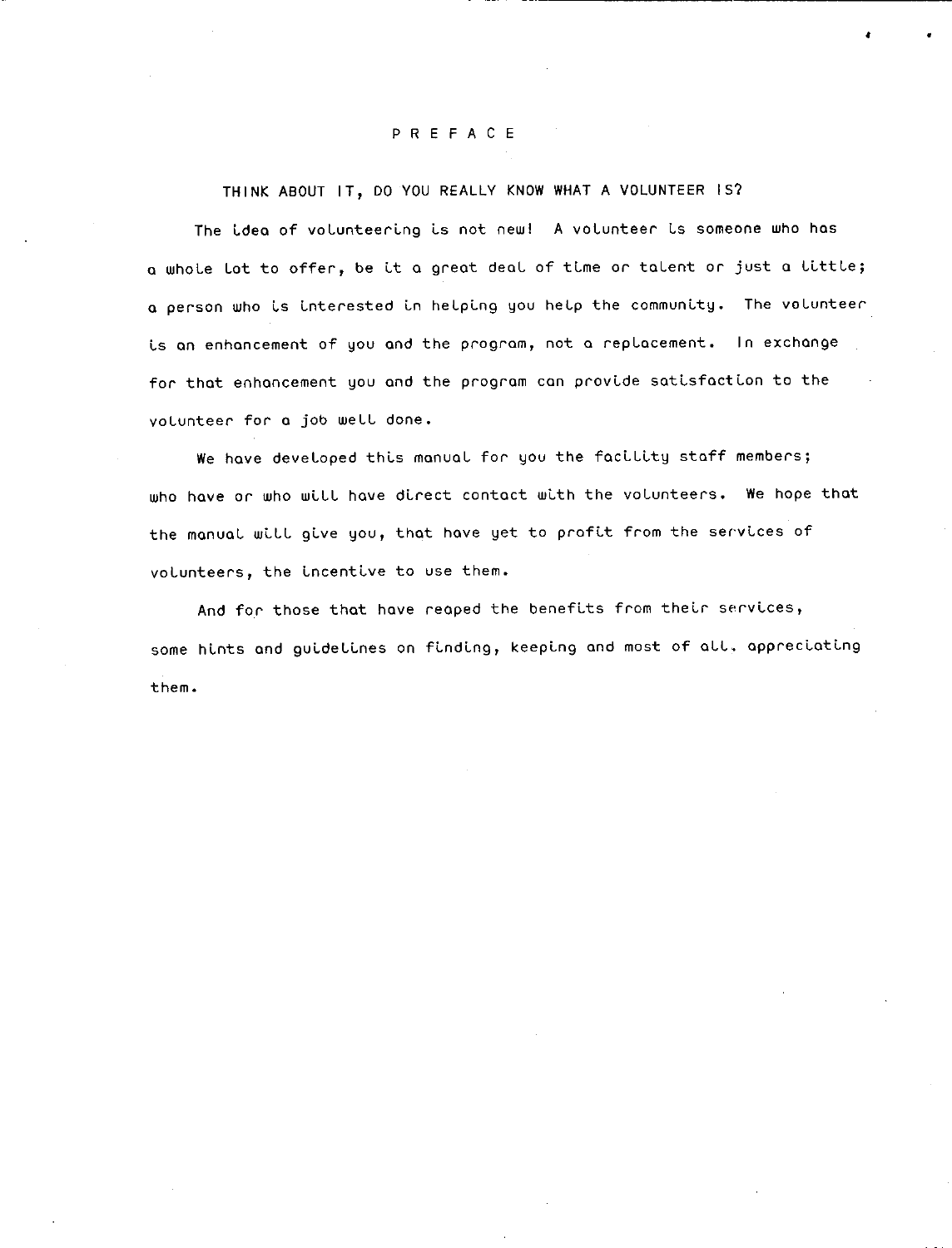# PREFACE

THINK ABOUT IT, DO YOU REALLY KNOW WHAT A VOLUNTEER IS?

The idea of volunteering is not new! A volunteer is someone who has a whole lot to offer, be it a great deal of time or talent or just a little; a person who is interested in helping you help the community. The volunteer is an enhancement of you and the program, not a replacement. In exchange for that enhancement you and the program can provide satisfaction to the volunteer for a job well done.

We have developed this manual for you the facility staff members; who have or who will have direct contact with the volunteers. We hope that the manual will give you, that have yet to profit from the services of volunteers, the incentive to use them.

And for those that have reaped the benefits from their services, some hints and guidelines on finding, keeping and most of all, appreciating them.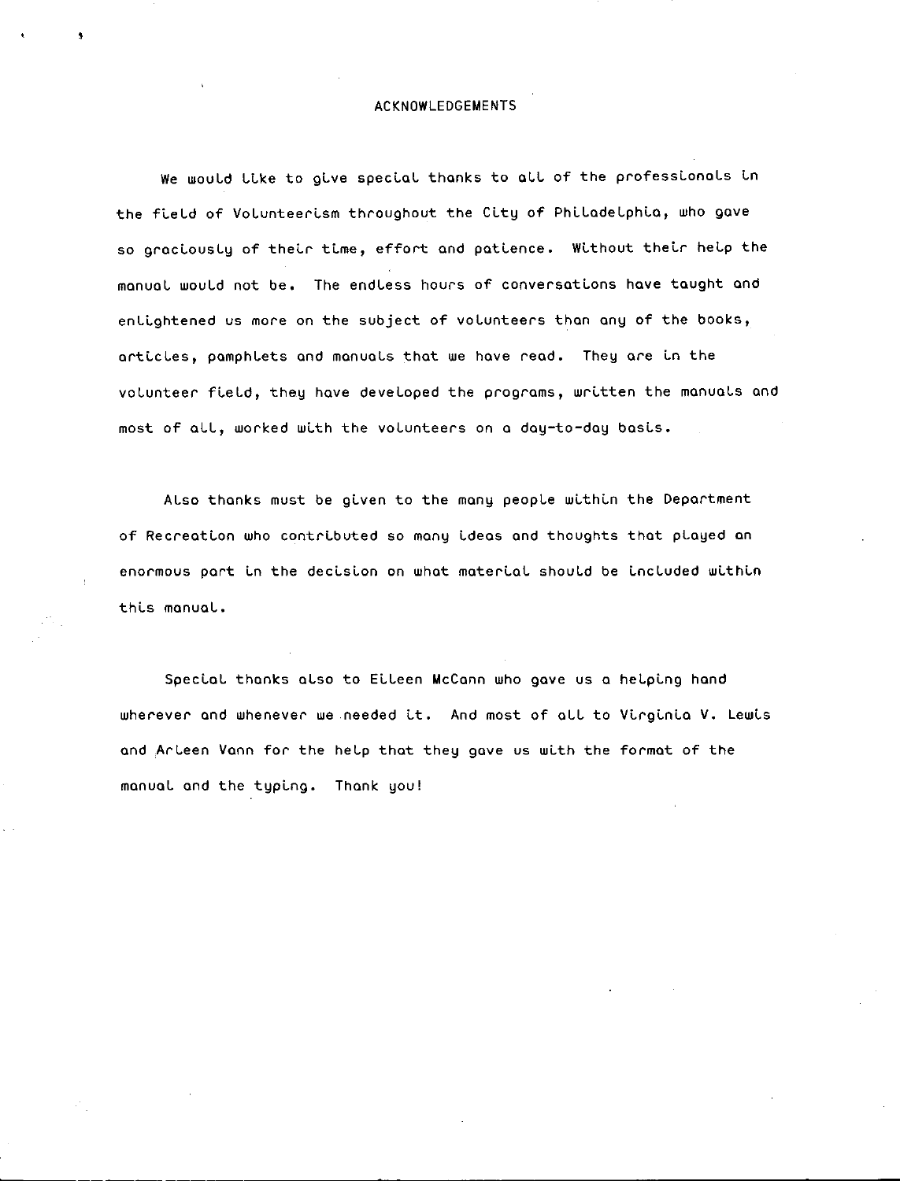# ACKNOWLEDGEMENTS

We would like to give special thanks to all of the professionals in the field of Volunteerism throughout the City of Philadelphia, who gave so graciously of their time, effort and patience. Without their help the manual would not be. The endless hours of conversations have taught and enlightened us more on the subject of volunteers than any of the books, articles, pamphlets and manuals that we have read. They are in the volunteer field, they have developed the programs, written the manuals and most of all, worked with the volunteers on a day-to-day basis.

Also thanks must be given to the many people within the Department of Recreation who contributed so many ideas and thoughts that played an enormous part in the decision on what material should be included within this manual.

Special thanks also to Eileen McCann who gave us a helping hand wherever and whenever we needed it. And most of all to Virginia V. Lewis and Arleen Vann for the help that they gave us with the format of the manual and the typing. Thank you!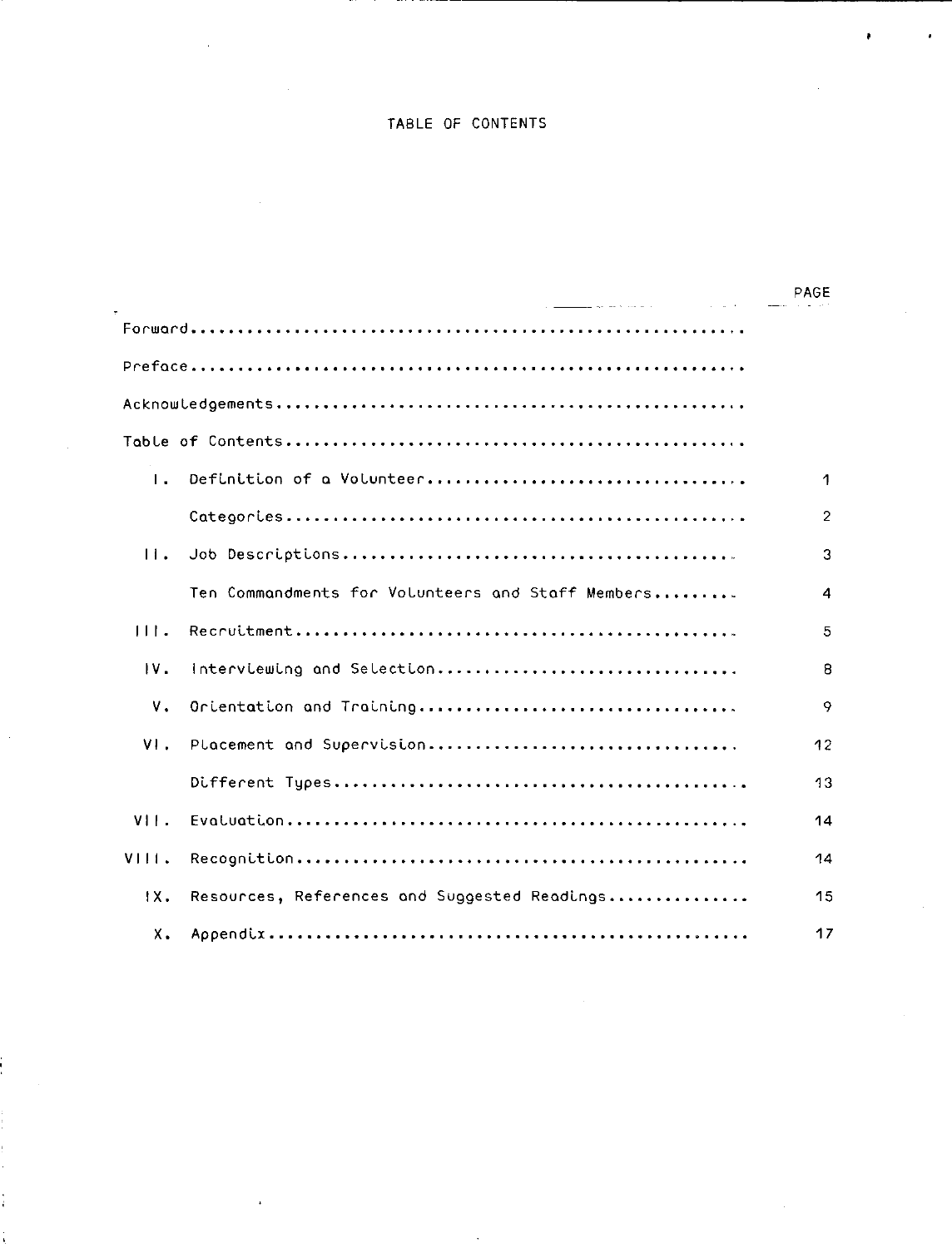# TABLE OF CONTENTS

| | | PAGE |
|---|---|---|
| Forward | | |
| Preface | | |
| Acknowledgements | | |
| Table of Contents | | |
| I. | Definition of a Volunteer | 1 |
| | Categories | 2 |
| II. | Job Descriptions | 3 |
| | Ten Commandments for Volunteers and Staff Members | 4 |
| III. | Recruitment | 5 |
| IV. | Interviewing and Selection | 8 |
| V. | Orientation and Training | 9 |
| VI. | Placement and Supervision | 12 |
| | Different Types | 13 |
| VII. | Evaluation | 14 |
| VIII. | Recognition | 14 |
| IX. | Resources, References and Suggested Readings | 15 |
| X. | Appendix | 17 |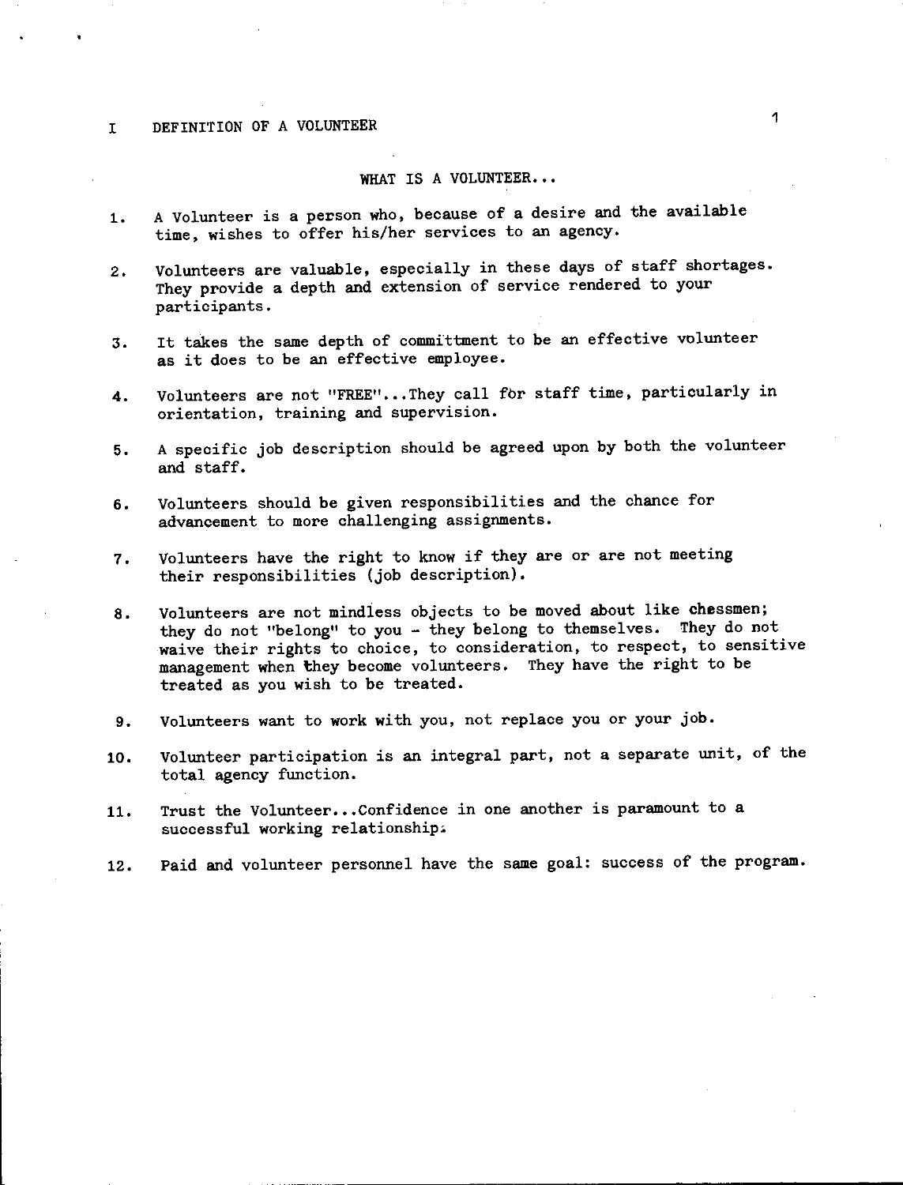# I DEFINITION OF A VOLUNTEER

## WHAT IS A VOLUNTEER...

1. A Volunteer is a person who, because of a desire and the available time, wishes to offer his/her services to an agency.

2. Volunteers are valuable, especially in these days of staff shortages. They provide a depth and extension of service rendered to your participants.

3. It takes the same depth of committment to be an effective volunteer as it does to be an effective employee.

4. Volunteers are not "FREE"...They call for staff time, particularly in orientation, training and supervision.

5. A specific job description should be agreed upon by both the volunteer and staff.

6. Volunteers should be given responsibilities and the chance for advancement to more challenging assignments.

7. Volunteers have the right to know if they are or are not meeting their responsibilities (job description).

8. Volunteers are not mindless objects to be moved about like chessmen; they do not "belong" to you - they belong to themselves. They do not waive their rights to choice, to consideration, to respect, to sensitive management when they become volunteers. They have the right to be treated as you wish to be treated.

9. Volunteers want to work with you, not replace you or your job.

10. Volunteer participation is an integral part, not a separate unit, of the total agency function.

11. Trust the Volunteer...Confidence in one another is paramount to a successful working relationship.

12. Paid and volunteer personnel have the same goal: success of the program.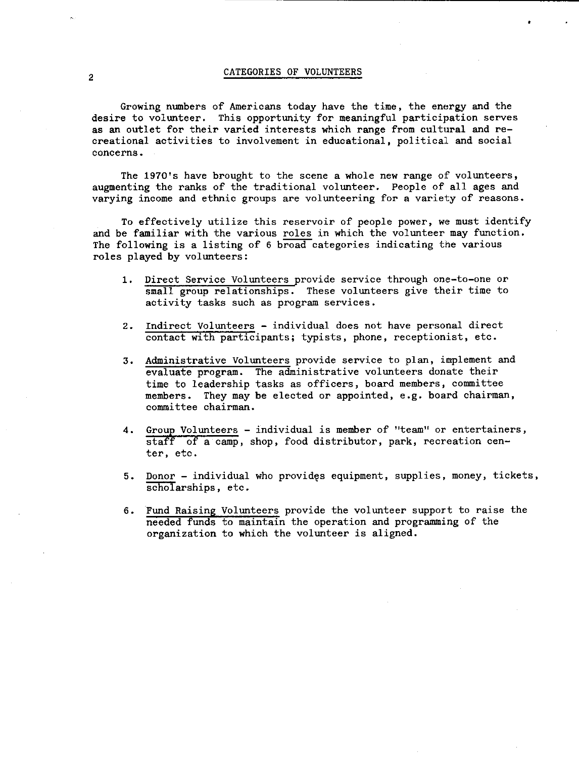## CATEGORIES OF VOLUNTEERS

Growing numbers of Americans today have the time, the energy and the desire to volunteer. This opportunity for meaningful participation serves as an outlet for their varied interests which range from cultural and recreational activities to involvement in educational, political and social concerns.

The 1970's have brought to the scene a whole new range of volunteers, augmenting the ranks of the traditional volunteer. People of all ages and varying income and ethnic groups are volunteering for a variety of reasons.

To effectively utilize this reservoir of people power, we must identify and be familiar with the various roles in which the volunteer may function. The following is a listing of 6 broad categories indicating the various roles played by volunteers:

1. Direct Service Volunteers provide service through one-to-one or small group relationships. These volunteers give their time to activity tasks such as program services.

2. Indirect Volunteers - individual does not have personal direct contact with participants; typists, phone, receptionist, etc.

3. Administrative Volunteers provide service to plan, implement and evaluate program. The administrative volunteers donate their time to leadership tasks as officers, board members, committee members. They may be elected or appointed, e.g. board chairman, committee chairman.

4. Group Volunteers - individual is member of "team" or entertainers, staff of a camp, shop, food distributor, park, recreation center, etc.

5. Donor - individual who provides equipment, supplies, money, tickets, scholarships, etc.

6. Fund Raising Volunteers provide the volunteer support to raise the needed funds to maintain the operation and programming of the organization to which the volunteer is aligned.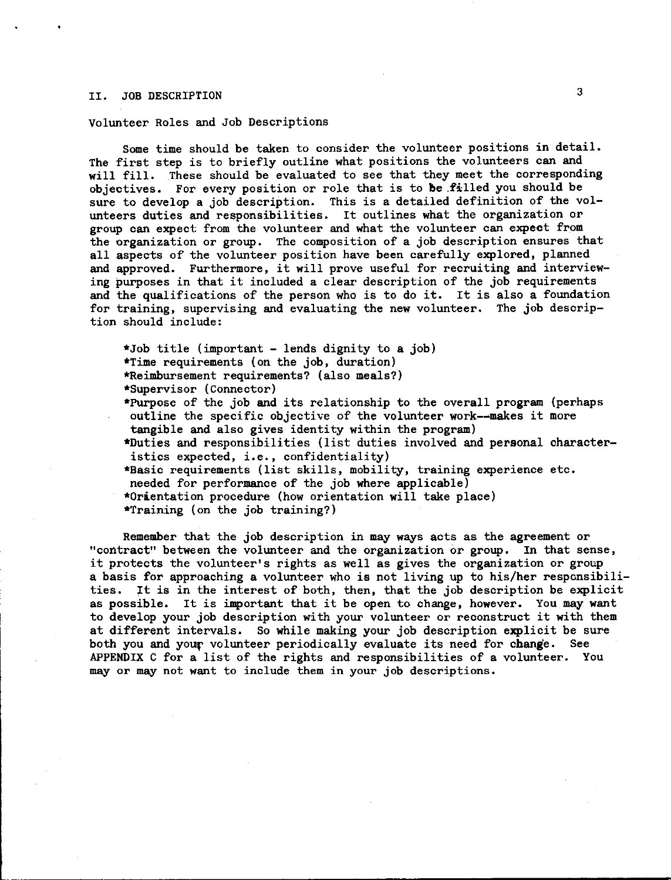## II. JOB DESCRIPTION

### Volunteer Roles and Job Descriptions

Some time should be taken to consider the volunteer positions in detail. The first step is to briefly outline what positions the volunteers can and will fill. These should be evaluated to see that they meet the corresponding objectives. For every position or role that is to be filled you should be sure to develop a job description. This is a detailed definition of the volunteers duties and responsibilities. It outlines what the organization or group can expect from the volunteer and what the volunteer can expect from the organization or group. The composition of a job description ensures that all aspects of the volunteer position have been carefully explored, planned and approved. Furthermore, it will prove useful for recruiting and interviewing purposes in that it included a clear description of the job requirements and the qualifications of the person who is to do it. It is also a foundation for training, supervising and evaluating the new volunteer. The job description should include:

- *Job title (important - lends dignity to a job)
- *Time requirements (on the job, duration)
- *Reimbursement requirements? (also meals?)
- *Supervisor (Connector)
- *Purpose of the job and its relationship to the overall program (perhaps outline the specific objective of the volunteer work--makes it more tangible and also gives identity within the program)
- *Duties and responsibilities (list duties involved and personal characteristics expected, i.e., confidentiality)
- *Basic requirements (list skills, mobility, training experience etc. needed for performance of the job where applicable)
- *Orientation procedure (how orientation will take place)
- *Training (on the job training?)

Remember that the job description in may ways acts as the agreement or "contract" between the volunteer and the organization or group. In that sense, it protects the volunteer's rights as well as gives the organization or group a basis for approaching a volunteer who is not living up to his/her responsibilities. It is in the interest of both, then, that the job description be explicit as possible. It is important that it be open to change, however. You may want to develop your job description with your volunteer or reconstruct it with them at different intervals. So while making your job description explicit be sure both you and your volunteer periodically evaluate its need for change. See APPENDIX C for a list of the rights and responsibilities of a volunteer. You may or may not want to include them in your job descriptions.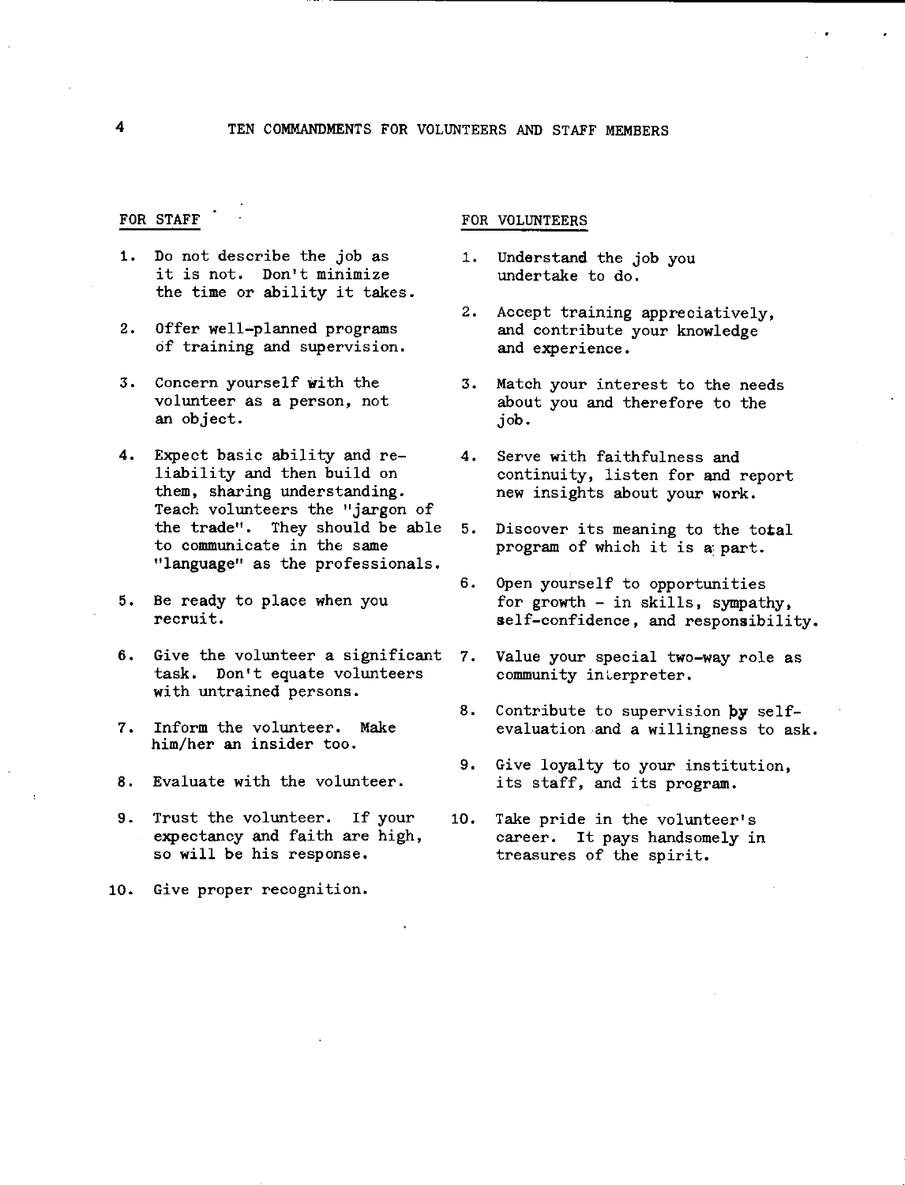# TEN COMMANDMENTS FOR VOLUNTEERS AND STAFF MEMBERS

## FOR STAFF

1. Do not describe the job as it is not. Don't minimize the time or ability it takes.
2. Offer well-planned programs of training and supervision.
3. Concern yourself with the volunteer as a person, not an object.
4. Expect basic ability and reliability and then build on them, sharing understanding. Teach volunteers the "jargon of the trade". They should be able to communicate in the same "language" as the professionals.
5. Be ready to place when you recruit.
6. Give the volunteer a significant task. Don't equate volunteers with untrained persons.
7. Inform the volunteer. Make him/her an insider too.
8. Evaluate with the volunteer.
9. Trust the volunteer. If your expectancy and faith are high, so will be his response.
10. Give proper recognition.

## FOR VOLUNTEERS

1. Understand the job you undertake to do.
2. Accept training appreciatively, and contribute your knowledge and experience.
3. Match your interest to the needs about you and therefore to the job.
4. Serve with faithfulness and continuity, listen for and report new insights about your work.
5. Discover its meaning to the total program of which it is a part.
6. Open yourself to opportunities for growth - in skills, sympathy, self-confidence, and responsibility.
7. Value your special two-way role as community interpreter.
8. Contribute to supervision by self-evaluation and a willingness to ask.
9. Give loyalty to your institution, its staff, and its program.
10. Take pride in the volunteer's career. It pays handsomely in treasures of the spirit.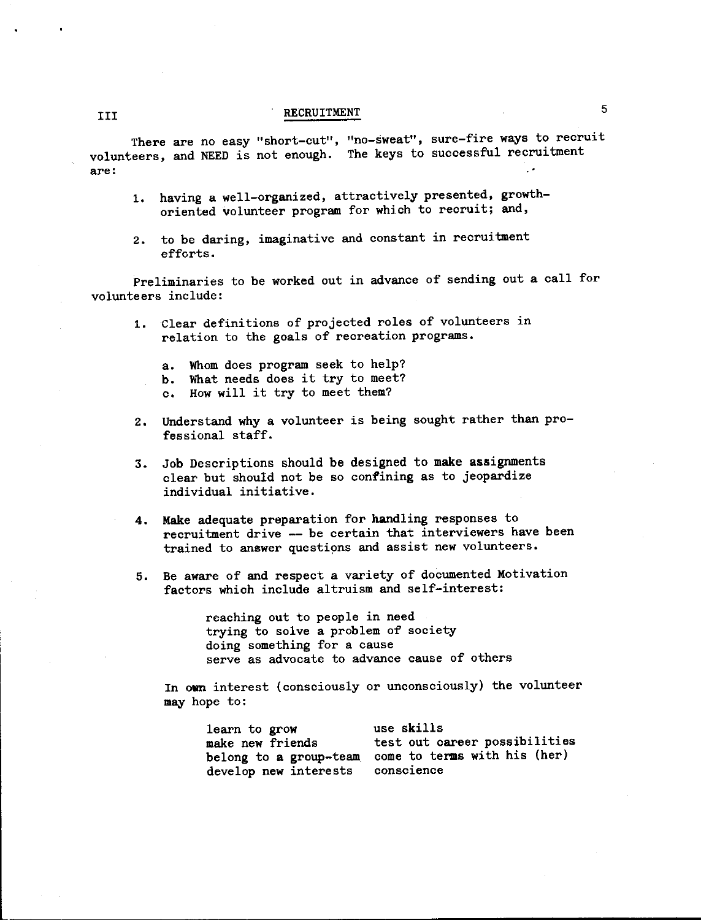## III RECRUITMENT

There are no easy "short-cut", "no-sweat", sure-fire ways to recruit volunteers, and NEED is not enough. The keys to successful recruitment are:

1. having a well-organized, attractively presented, growth-oriented volunteer program for which to recruit; and,

2. to be daring, imaginative and constant in recruitment efforts.

Preliminaries to be worked out in advance of sending out a call for volunteers include:

1. Clear definitions of projected roles of volunteers in relation to the goals of recreation programs.

   a. Whom does program seek to help?
   b. What needs does it try to meet?
   c. How will it try to meet them?

2. Understand why a volunteer is being sought rather than professional staff.

3. Job Descriptions should be designed to make assignments clear but should not be so confining as to jeopardize individual initiative.

4. Make adequate preparation for handling responses to recruitment drive -- be certain that interviewers have been trained to answer questions and assist new volunteers.

5. Be aware of and respect a variety of documented Motivation factors which include altruism and self-interest:

   reaching out to people in need
   trying to solve a problem of society
   doing something for a cause
   serve as advocate to advance cause of others

   In own interest (consciously or unconsciously) the volunteer may hope to:

   | | |
   |---|---|
   | learn to grow | use skills |
   | make new friends | test out career possibilities |
   | belong to a group-team | come to terms with his (her) |
   | develop new interests | conscience |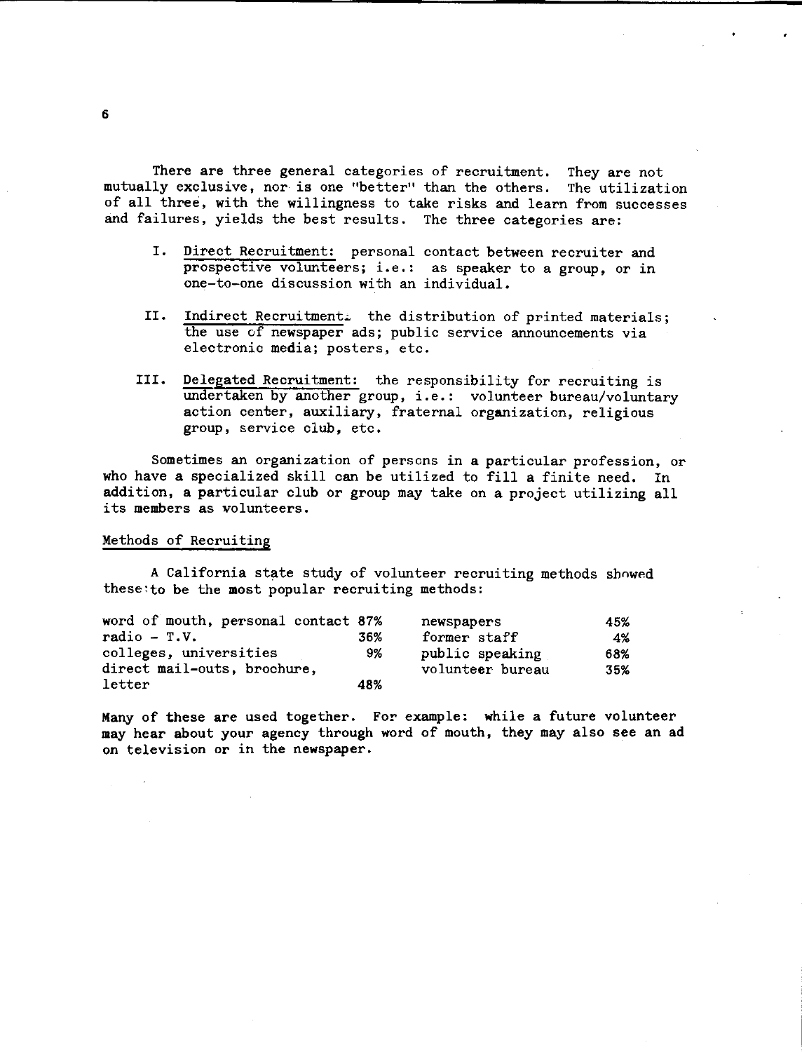There are three general categories of recruitment. They are not mutually exclusive, nor is one "better" than the others. The utilization of all three, with the willingness to take risks and learn from successes and failures, yields the best results. The three categories are:

I. Direct Recruitment: personal contact between recruiter and prospective volunteers; i.e.: as speaker to a group, or in one-to-one discussion with an individual.

II. Indirect Recruitment: the distribution of printed materials; the use of newspaper ads; public service announcements via electronic media; posters, etc.

III. Delegated Recruitment: the responsibility for recruiting is undertaken by another group, i.e.: volunteer bureau/voluntary action center, auxiliary, fraternal organization, religious group, service club, etc.

Sometimes an organization of persons in a particular profession, or who have a specialized skill can be utilized to fill a finite need. In addition, a particular club or group may take on a project utilizing all its members as volunteers.

## Methods of Recruiting

A California state study of volunteer recruiting methods showed these to be the most popular recruiting methods:

| | | | |
|---|---|---|---|
| word of mouth, personal contact | 87% | newspapers | 45% |
| radio - T.V. | 36% | former staff | 4% |
| colleges, universities | 9% | public speaking | 68% |
| direct mail-outs, brochure, letter | 48% | volunteer bureau | 35% |

Many of these are used together. For example: while a future volunteer may hear about your agency through word of mouth, they may also see an ad on television or in the newspaper.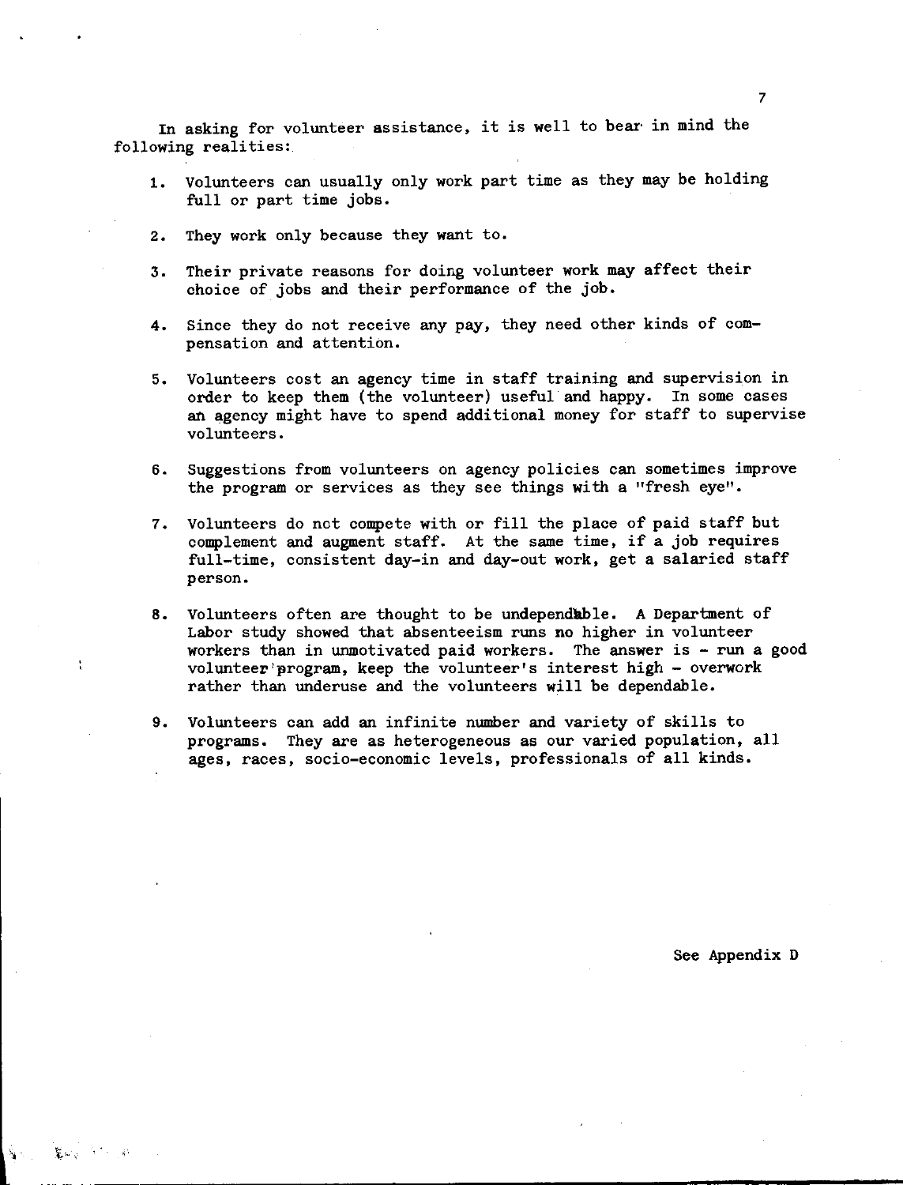In asking for volunteer assistance, it is well to bear in mind the following realities:

1. Volunteers can usually only work part time as they may be holding full or part time jobs.

2. They work only because they want to.

3. Their private reasons for doing volunteer work may affect their choice of jobs and their performance of the job.

4. Since they do not receive any pay, they need other kinds of compensation and attention.

5. Volunteers cost an agency time in staff training and supervision in order to keep them (the volunteer) useful and happy. In some cases an agency might have to spend additional money for staff to supervise volunteers.

6. Suggestions from volunteers on agency policies can sometimes improve the program or services as they see things with a "fresh eye".

7. Volunteers do not compete with or fill the place of paid staff but complement and augment staff. At the same time, if a job requires full-time, consistent day-in and day-out work, get a salaried staff person.

8. Volunteers often are thought to be undependable. A Department of Labor study showed that absenteeism runs no higher in volunteer workers than in unmotivated paid workers. The answer is - run a good volunteer program, keep the volunteer's interest high - overwork rather than underuse and the volunteers will be dependable.

9. Volunteers can add an infinite number and variety of skills to programs. They are as heterogeneous as our varied population, all ages, races, socio-economic levels, professionals of all kinds.

See Appendix D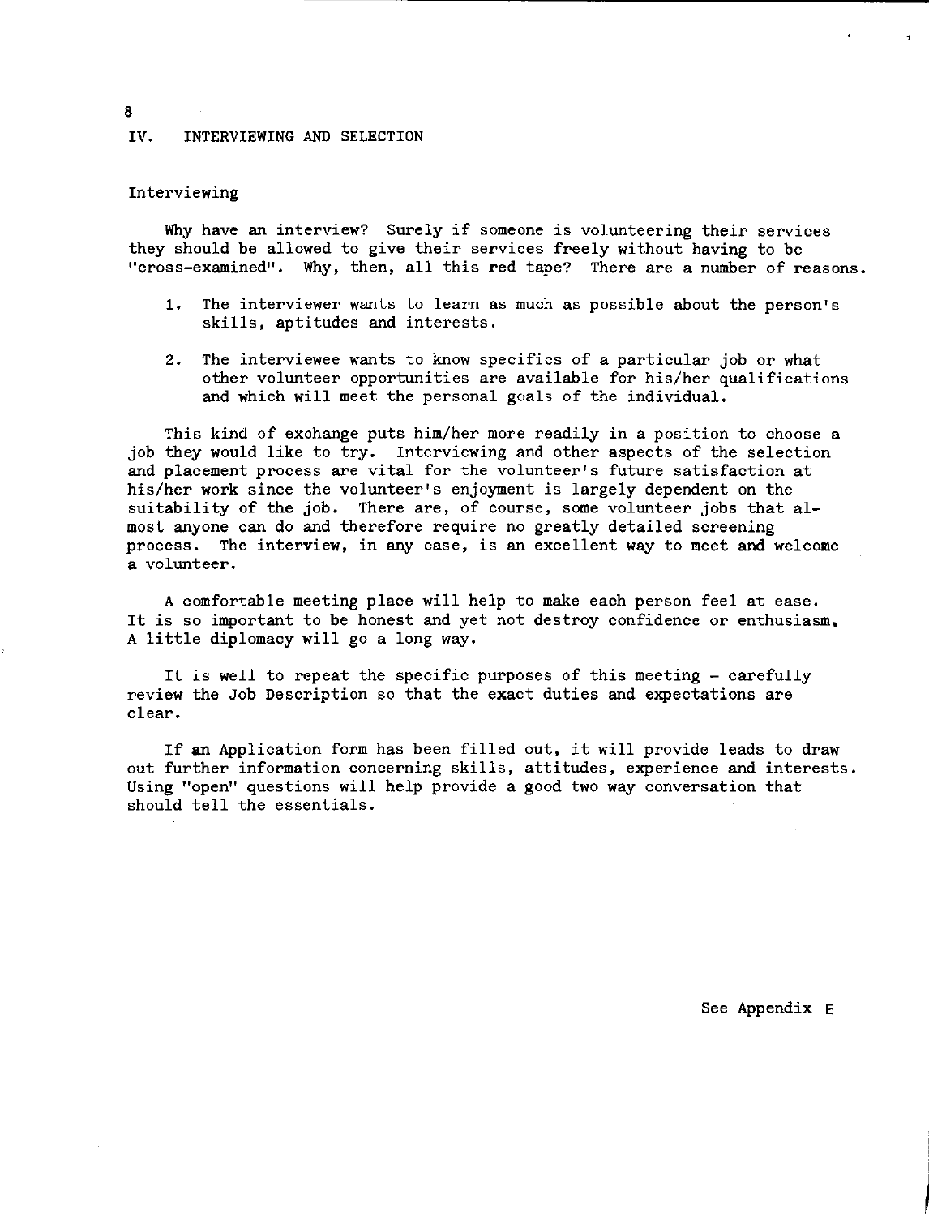## IV. INTERVIEWING AND SELECTION

### Interviewing

Why have an interview? Surely if someone is volunteering their services they should be allowed to give their services freely without having to be "cross-examined". Why, then, all this red tape? There are a number of reasons.

1. The interviewer wants to learn as much as possible about the person's skills, aptitudes and interests.

2. The interviewee wants to know specifics of a particular job or what other volunteer opportunities are available for his/her qualifications and which will meet the personal goals of the individual.

This kind of exchange puts him/her more readily in a position to choose a job they would like to try. Interviewing and other aspects of the selection and placement process are vital for the volunteer's future satisfaction at his/her work since the volunteer's enjoyment is largely dependent on the suitability of the job. There are, of course, some volunteer jobs that almost anyone can do and therefore require no greatly detailed screening process. The interview, in any case, is an excellent way to meet and welcome a volunteer.

A comfortable meeting place will help to make each person feel at ease. It is so important to be honest and yet not destroy confidence or enthusiasm, A little diplomacy will go a long way.

It is well to repeat the specific purposes of this meeting - carefully review the Job Description so that the exact duties and expectations are clear.

If an Application form has been filled out, it will provide leads to draw out further information concerning skills, attitudes, experience and interests. Using "open" questions will help provide a good two way conversation that should tell the essentials.

See Appendix E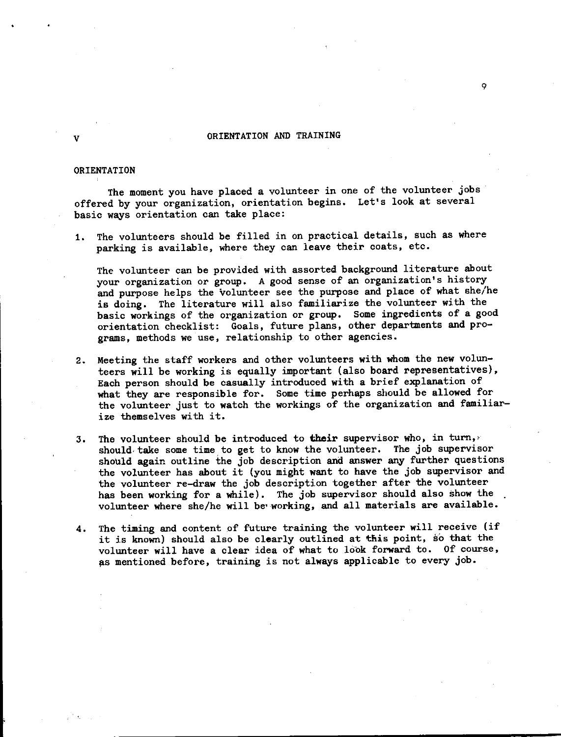# V ORIENTATION AND TRAINING

## ORIENTATION

The moment you have placed a volunteer in one of the volunteer jobs offered by your organization, orientation begins. Let's look at several basic ways orientation can take place:

1. The volunteers should be filled in on practical details, such as where parking is available, where they can leave their coats, etc.

   The volunteer can be provided with assorted background literature about your organization or group. A good sense of an organization's history and purpose helps the volunteer see the purpose and place of what she/he is doing. The literature will also familiarize the volunteer with the basic workings of the organization or group. Some ingredients of a good orientation checklist: Goals, future plans, other departments and programs, methods we use, relationship to other agencies.

2. Meeting the staff workers and other volunteers with whom the new volunteers will be working is equally important (also board representatives), Each person should be casually introduced with a brief explanation of what they are responsible for. Some time perhaps should be allowed for the volunteer just to watch the workings of the organization and familiarize themselves with it.

3. The volunteer should be introduced to their supervisor who, in turn, should take some time to get to know the volunteer. The job supervisor should again outline the job description and answer any further questions the volunteer has about it (you might want to have the job supervisor and the volunteer re-draw the job description together after the volunteer has been working for a while). The job supervisor should also show the volunteer where she/he will be working, and all materials are available.

4. The timing and content of future training the volunteer will receive (if it is known) should also be clearly outlined at this point, so that the volunteer will have a clear idea of what to look forward to. Of course, as mentioned before, training is not always applicable to every job.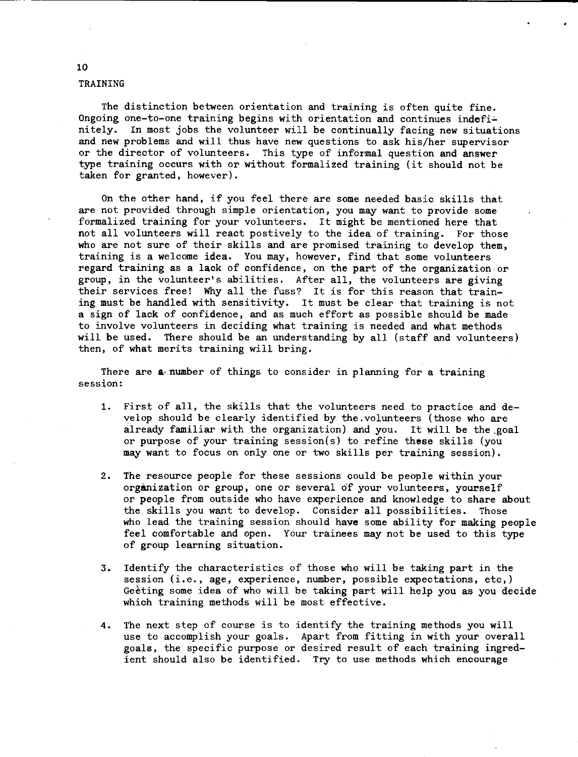## TRAINING

The distinction between orientation and training is often quite fine. Ongoing one-to-one training begins with orientation and continues indefinitely. In most jobs the volunteer will be continually facing new situations and new problems and will thus have new questions to ask his/her supervisor or the director of volunteers. This type of informal question and answer type training occurs with or without formalized training (it should not be taken for granted, however).

On the other hand, if you feel there are some needed basic skills that are not provided through simple orientation, you may want to provide some formalized training for your volunteers. It might be mentioned here that not all volunteers will react postively to the idea of training. For those who are not sure of their skills and are promised training to develop them, training is a welcome idea. You may, however, find that some volunteers regard training as a lack of confidence, on the part of the organization or group, in the volunteer's abilities. After all, the volunteers are giving their services free! Why all the fuss? It is for this reason that training must be handled with sensitivity. It must be clear that training is not a sign of lack of confidence, and as much effort as possible should be made to involve volunteers in deciding what training is needed and what methods will be used. There should be an understanding by all (staff and volunteers) then, of what merits training will bring.

There are a number of things to consider in planning for a training session:

1. First of all, the skills that the volunteers need to practice and develop should be clearly identified by the volunteers (those who are already familiar with the organization) and you. It will be the goal or purpose of your training session(s) to refine these skills (you may want to focus on only one or two skills per training session).

2. The resource people for these sessions could be people within your organization or group, one or several of your volunteers, yourself or people from outside who have experience and knowledge to share about the skills you want to develop. Consider all possibilities. Those who lead the training session should have some ability for making people feel comfortable and open. Your trainees may not be used to this type of group learning situation.

3. Identify the characteristics of those who will be taking part in the session (i.e., age, experience, number, possible expectations, etc,) Getting some idea of who will be taking part will help you as you decide which training methods will be most effective.

4. The next step of course is to identify the training methods you will use to accomplish your goals. Apart from fitting in with your overall goals, the specific purpose or desired result of each training ingredient should also be identified. Try to use methods which encourage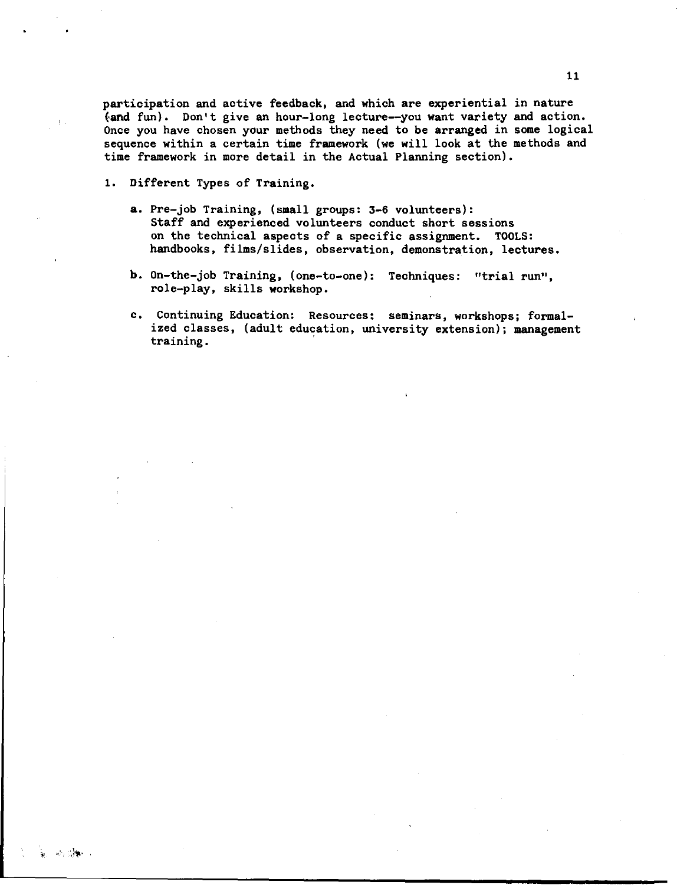participation and active feedback, and which are experiential in nature (and fun). Don't give an hour-long lecture--you want variety and action. Once you have chosen your methods they need to be arranged in some logical sequence within a certain time framework (we will look at the methods and time framework in more detail in the Actual Planning section).

1. Different Types of Training.

   a. Pre-job Training, (small groups: 3-6 volunteers): Staff and experienced volunteers conduct short sessions on the technical aspects of a specific assignment. TOOLS: handbooks, films/slides, observation, demonstration, lectures.

   b. On-the-job Training, (one-to-one): Techniques: "trial run", role-play, skills workshop.

   c. Continuing Education: Resources: seminars, workshops; formalized classes, (adult education, university extension); management training.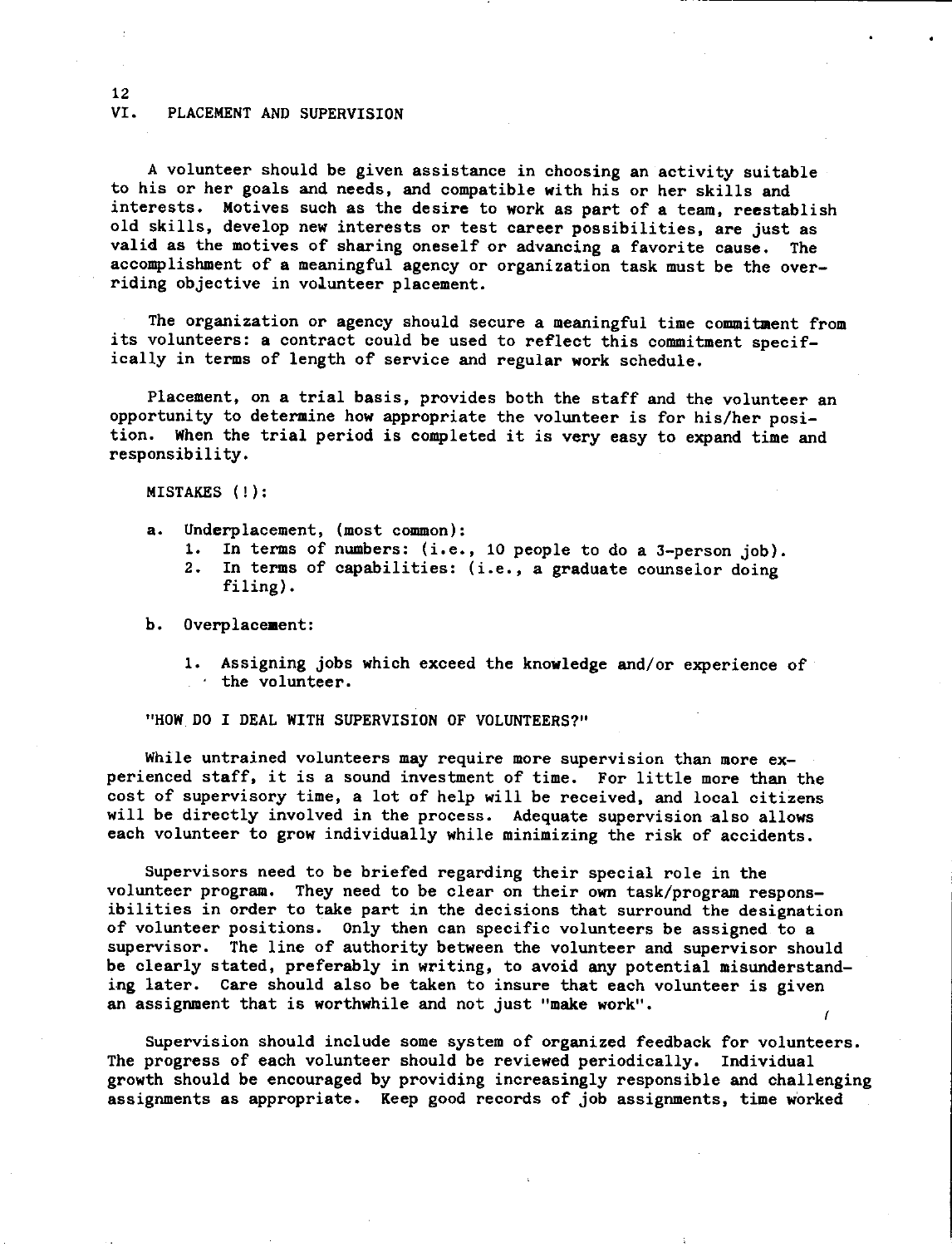## VI. PLACEMENT AND SUPERVISION

A volunteer should be given assistance in choosing an activity suitable to his or her goals and needs, and compatible with his or her skills and interests. Motives such as the desire to work as part of a team, reestablish old skills, develop new interests or test career possibilities, are just as valid as the motives of sharing oneself or advancing a favorite cause. The accomplishment of a meaningful agency or organization task must be the overriding objective in volunteer placement.

The organization or agency should secure a meaningful time commitment from its volunteers: a contract could be used to reflect this commitment specifically in terms of length of service and regular work schedule.

Placement, on a trial basis, provides both the staff and the volunteer an opportunity to determine how appropriate the volunteer is for his/her position. When the trial period is completed it is very easy to expand time and responsibility.

MISTAKES (!):

a. Underplacement, (most common):
   1. In terms of numbers: (i.e., 10 people to do a 3-person job).
   2. In terms of capabilities: (i.e., a graduate counselor doing filing).

b. Overplacement:
   1. Assigning jobs which exceed the knowledge and/or experience of the volunteer.

"HOW DO I DEAL WITH SUPERVISION OF VOLUNTEERS?"

While untrained volunteers may require more supervision than more experienced staff, it is a sound investment of time. For little more than the cost of supervisory time, a lot of help will be received, and local citizens will be directly involved in the process. Adequate supervision also allows each volunteer to grow individually while minimizing the risk of accidents.

Supervisors need to be briefed regarding their special role in the volunteer program. They need to be clear on their own task/program responsibilities in order to take part in the decisions that surround the designation of volunteer positions. Only then can specific volunteers be assigned to a supervisor. The line of authority between the volunteer and supervisor should be clearly stated, preferably in writing, to avoid any potential misunderstanding later. Care should also be taken to insure that each volunteer is given an assignment that is worthwhile and not just "make work".

Supervision should include some system of organized feedback for volunteers. The progress of each volunteer should be reviewed periodically. Individual growth should be encouraged by providing increasingly responsible and challenging assignments as appropriate. Keep good records of job assignments, time worked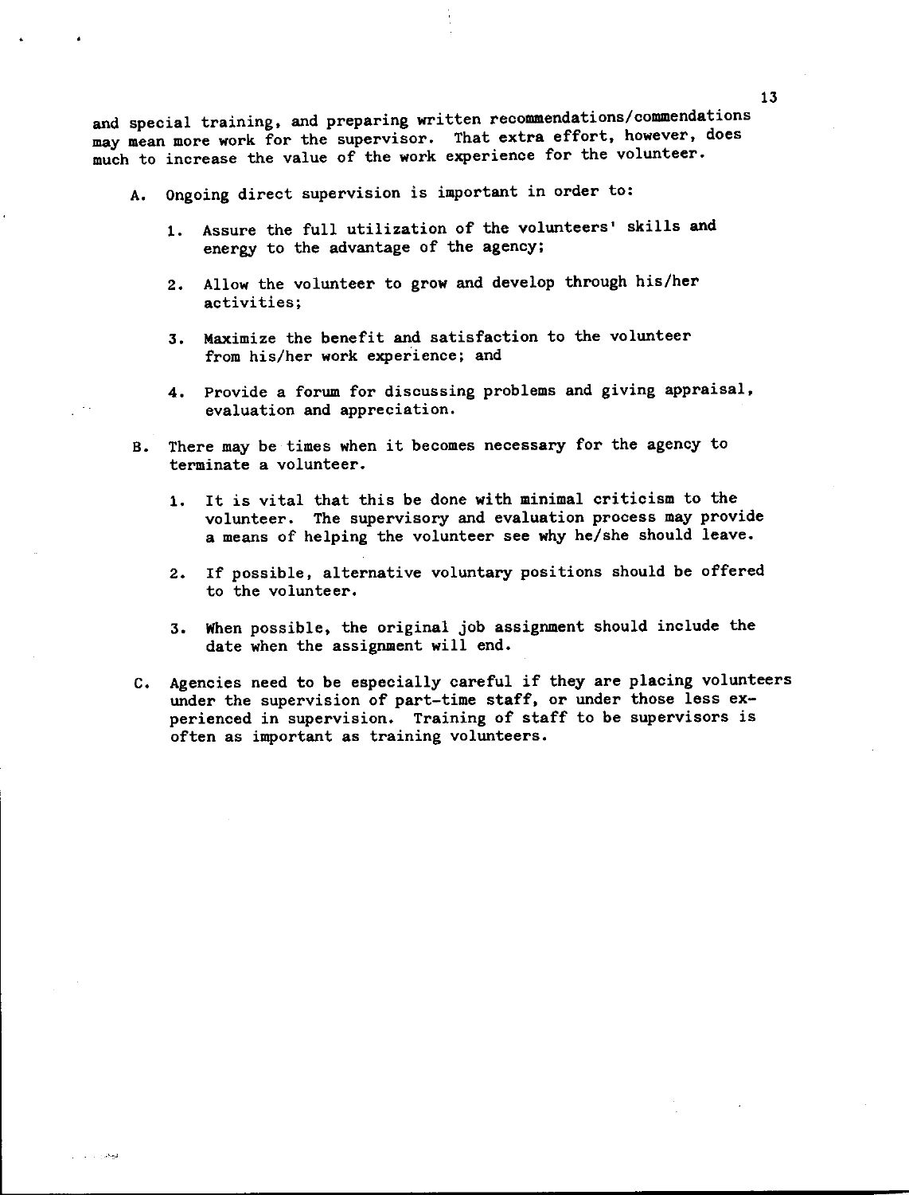and special training, and preparing written recommendations/commendations may mean more work for the supervisor. That extra effort, however, does much to increase the value of the work experience for the volunteer.

A. Ongoing direct supervision is important in order to:

   1. Assure the full utilization of the volunteers' skills and energy to the advantage of the agency;

   2. Allow the volunteer to grow and develop through his/her activities;

   3. Maximize the benefit and satisfaction to the volunteer from his/her work experience; and

   4. Provide a forum for discussing problems and giving appraisal, evaluation and appreciation.

B. There may be times when it becomes necessary for the agency to terminate a volunteer.

   1. It is vital that this be done with minimal criticism to the volunteer. The supervisory and evaluation process may provide a means of helping the volunteer see why he/she should leave.

   2. If possible, alternative voluntary positions should be offered to the volunteer.

   3. When possible, the original job assignment should include the date when the assignment will end.

C. Agencies need to be especially careful if they are placing volunteers under the supervision of part-time staff, or under those less experienced in supervision. Training of staff to be supervisors is often as important as training volunteers.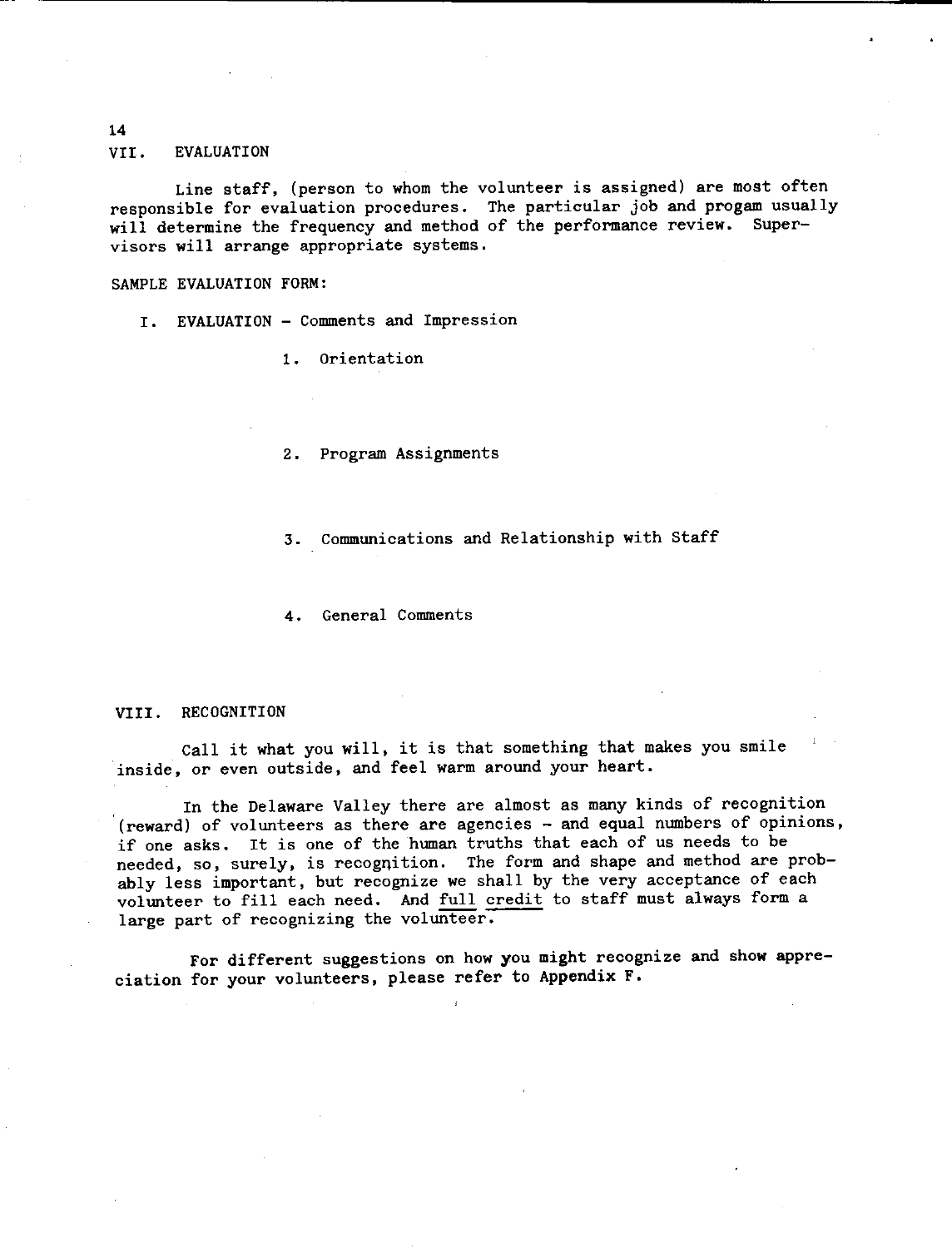## VII. EVALUATION

Line staff, (person to whom the volunteer is assigned) are most often responsible for evaluation procedures. The particular job and progam usually will determine the frequency and method of the performance review. Supervisors will arrange appropriate systems.

SAMPLE EVALUATION FORM:

I. EVALUATION - Comments and Impression

1. Orientation

2. Program Assignments

3. Communications and Relationship with Staff

4. General Comments

## VIII. RECOGNITION

Call it what you will, it is that something that makes you smile inside, or even outside, and feel warm around your heart.

In the Delaware Valley there are almost as many kinds of recognition (reward) of volunteers as there are agencies - and equal numbers of opinions, if one asks. It is one of the human truths that each of us needs to be needed, so, surely, is recognition. The form and shape and method are probably less important, but recognize we shall by the very acceptance of each volunteer to fill each need. And <u>full credit</u> to staff must always form a large part of recognizing the volunteer.

For different suggestions on how you might recognize and show appreciation for your volunteers, please refer to Appendix F.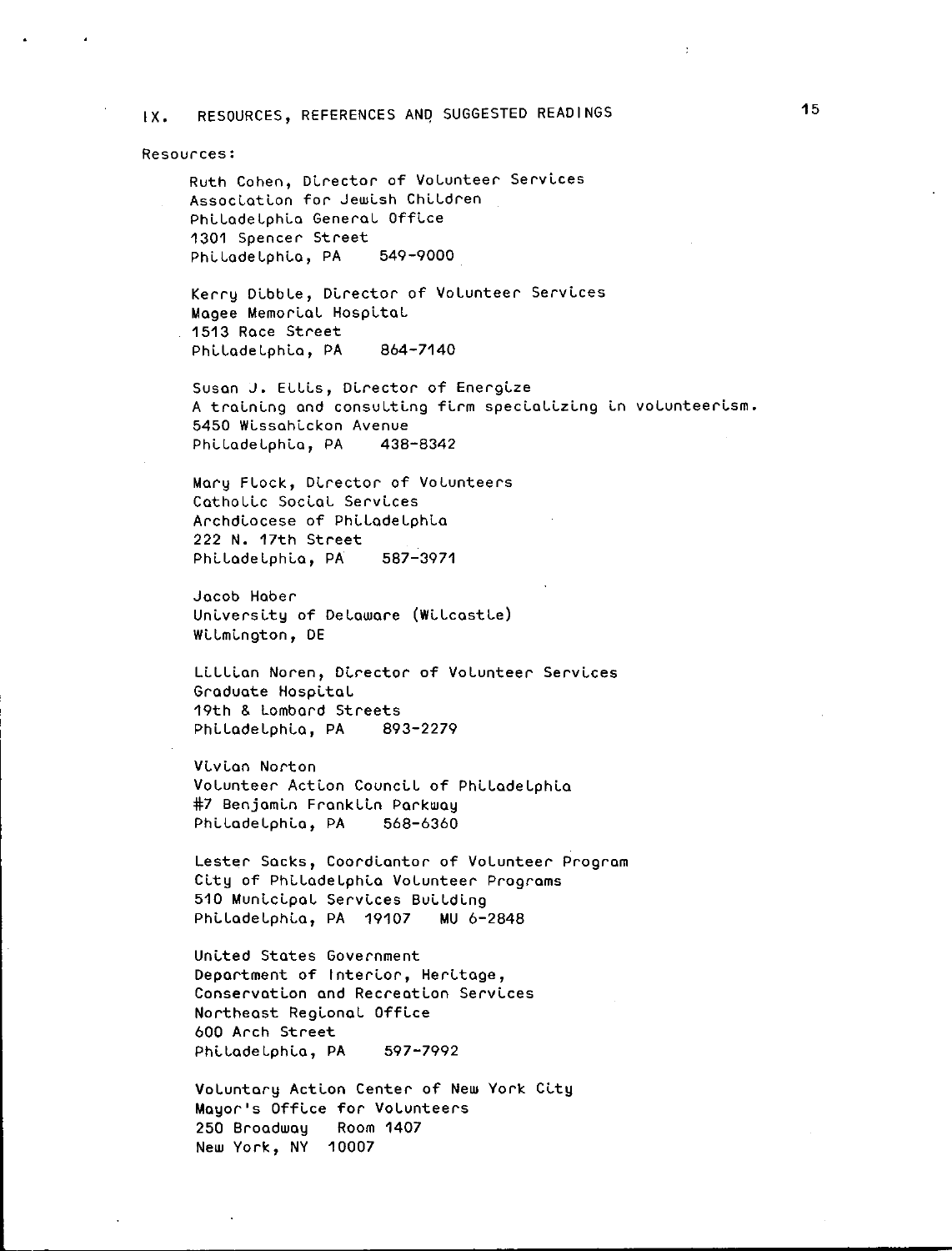## IX. RESOURCES, REFERENCES AND SUGGESTED READINGS

Resources:

Ruth Cohen, Director of Volunteer Services
Association for Jewish Children
Philadelphia General Office
1301 Spencer Street
Philadelphia, PA 549-9000

Kerry Dibble, Director of Volunteer Services
Magee Memorial Hospital
1513 Race Street
Philadelphia, PA 864-7140

Susan J. Ellis, Director of Energize
A training and consulting firm specializing in volunteerism.
5450 Wissahickon Avenue
Philadelphia, PA 438-8342

Mary Flock, Director of Volunteers
Catholic Social Services
Archdiocese of Philadelphia
222 N. 17th Street
Philadelphia, PA 587-3971

Jacob Haber
University of Delaware (Wilcastle)
Wilmington, DE

Lillian Noren, Director of Volunteer Services
Graduate Hospital
19th & Lombard Streets
Philadelphia, PA 893-2279

Vivian Norton
Volunteer Action Council of Philadelphia
#7 Benjamin Franklin Parkway
Philadelphia, PA 568-6360

Lester Sacks, Coordiantor of Volunteer Program
City of Philadelphia Volunteer Programs
510 Municipal Services Building
Philadelphia, PA 19107 MU 6-2848

United States Government
Department of Interior, Heritage,
Conservation and Recreation Services
Northeast Regional Office
600 Arch Street
Philadelphia, PA 597-7992

Voluntary Action Center of New York City
Mayor's Office for Volunteers
250 Broadway Room 1407
New York, NY 10007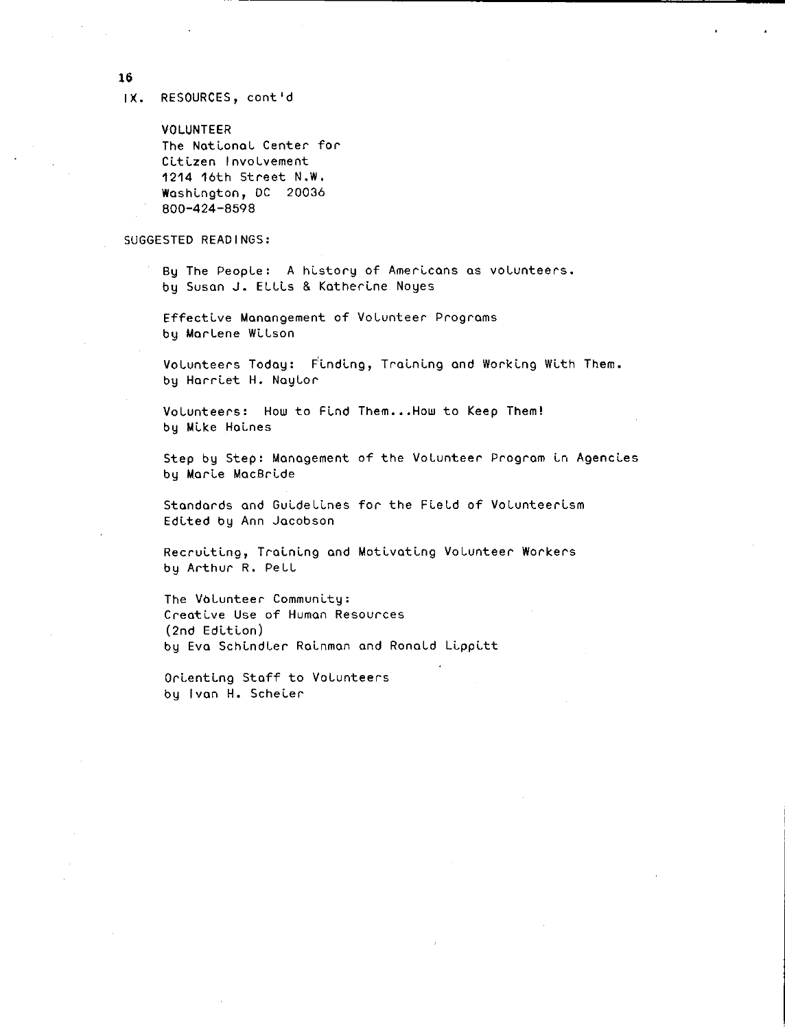## IX. RESOURCES, cont'd

VOLUNTEER
The National Center for
Citizen Involvement
1214 16th Street N.W.
Washington, DC 20036
800-424-8598

SUGGESTED READINGS:

By The People: A history of Americans as volunteers.
by Susan J. Ellis & Katherine Noyes

Effective Manangement of Volunteer Programs
by Marlene Wilson

Volunteers Today: Finding, Training and Working With Them.
by Harriet H. Naylor

Volunteers: How to Find Them...How to Keep Them!
by Mike Haines

Step by Step: Management of the Volunteer Program in Agencies
by Marie MacBride

Standards and Guidelines for the Field of Volunteerism
Edited by Ann Jacobson

Recruiting, Training and Motivating Volunteer Workers
by Arthur R. Pell

The Volunteer Community:
Creative Use of Human Resources
(2nd Edition)
by Eva Schindler Rainman and Ronald Lippitt

Orienting Staff to Volunteers
by Ivan H. Scheier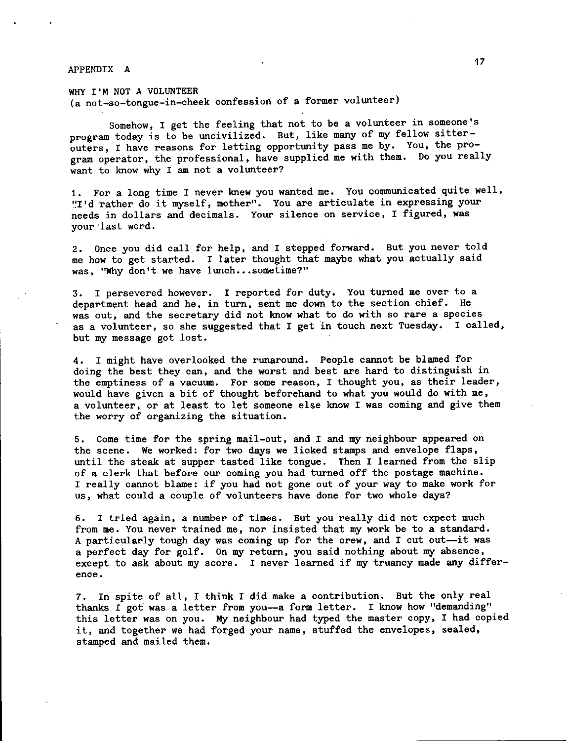# APPENDIX A

## WHY I'M NOT A VOLUNTEER

(a not-so-tongue-in-cheek confession of a former volunteer)

Somehow, I get the feeling that not to be a volunteer in someone's program today is to be uncivilized. But, like many of my fellow sitter-outers, I have reasons for letting opportunity pass me by. You, the program operator, the professional, have supplied me with them. Do you really want to know why I am not a volunteer?

1. For a long time I never knew you wanted me. You communicated quite well, "I'd rather do it myself, mother". You are articulate in expressing your needs in dollars and decimals. Your silence on service, I figured, was your last word.

2. Once you did call for help, and I stepped forward. But you never told me how to get started. I later thought that maybe what you actually said was, "Why don't we have lunch...sometime?"

3. I persevered however. I reported for duty. You turned me over to a department head and he, in turn, sent me down to the section chief. He was out, and the secretary did not know what to do with so rare a species as a volunteer, so she suggested that I get in touch next Tuesday. I called, but my message got lost.

4. I might have overlooked the runaround. People cannot be blamed for doing the best they can, and the worst and best are hard to distinguish in the emptiness of a vacuum. For some reason, I thought you, as their leader, would have given a bit of thought beforehand to what you would do with me, a volunteer, or at least to let someone else know I was coming and give them the worry of organizing the situation.

5. Come time for the spring mail-out, and I and my neighbour appeared on the scene. We worked: for two days we licked stamps and envelope flaps, until the steak at supper tasted like tongue. Then I learned from the slip of a clerk that before our coming you had turned off the postage machine. I really cannot blame: if you had not gone out of your way to make work for us, what could a couple of volunteers have done for two whole days?

6. I tried again, a number of times. But you really did not expect much from me. You never trained me, nor insisted that my work be to a standard. A particularly tough day was coming up for the crew, and I cut out—it was a perfect day for golf. On my return, you said nothing about my absence, except to ask about my score. I never learned if my truancy made any difference.

7. In spite of all, I think I did make a contribution. But the only real thanks I got was a letter from you—a form letter. I know how "demanding" this letter was on you. My neighbour had typed the master copy, I had copied it, and together we had forged your name, stuffed the envelopes, sealed, stamped and mailed them.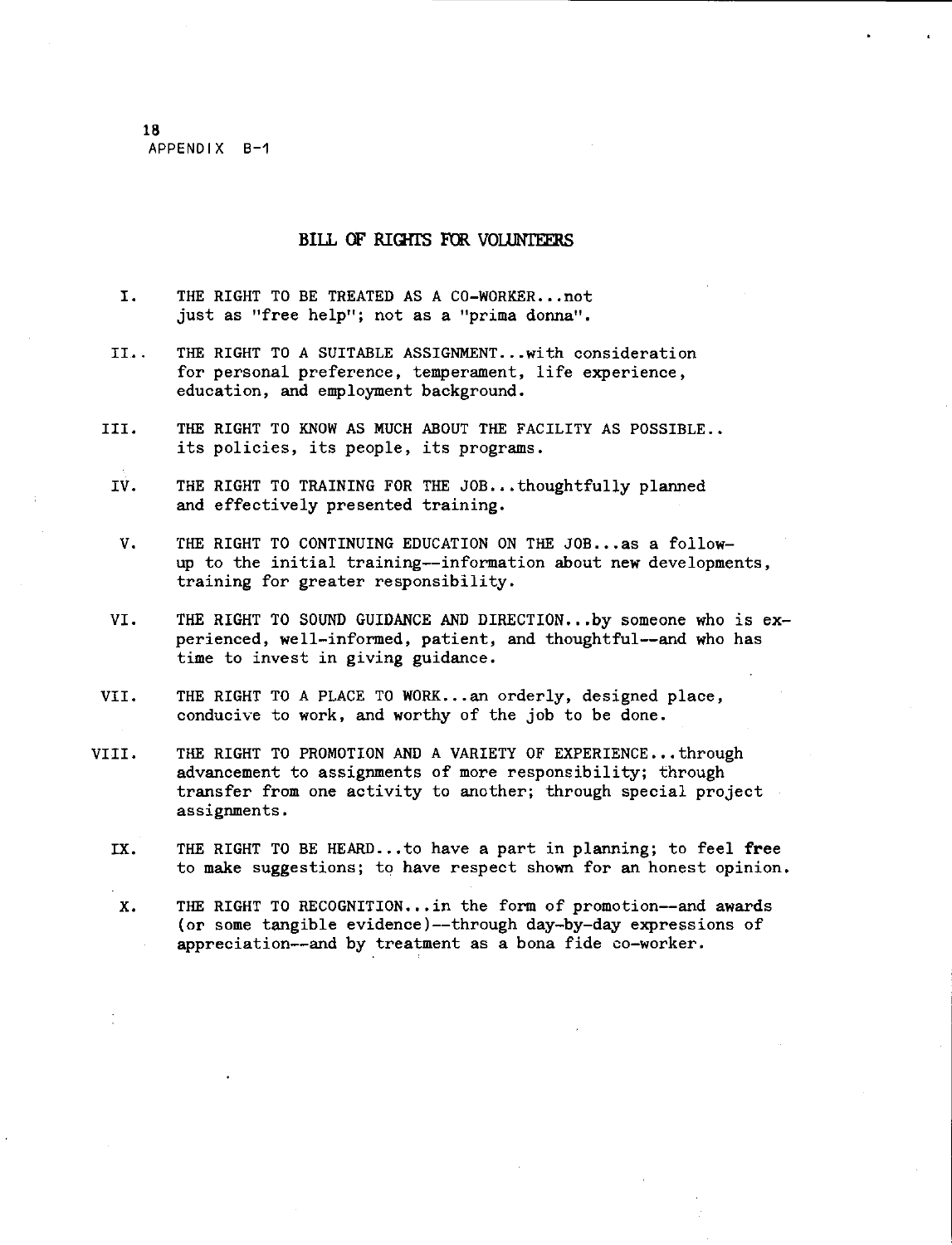APPENDIX B-1

## BILL OF RIGHTS FOR VOLUNTEERS

I. THE RIGHT TO BE TREATED AS A CO-WORKER...not just as "free help"; not as a "prima donna".

II.. THE RIGHT TO A SUITABLE ASSIGNMENT...with consideration for personal preference, temperament, life experience, education, and employment background.

III. THE RIGHT TO KNOW AS MUCH ABOUT THE FACILITY AS POSSIBLE.. its policies, its people, its programs.

IV. THE RIGHT TO TRAINING FOR THE JOB...thoughtfully planned and effectively presented training.

V. THE RIGHT TO CONTINUING EDUCATION ON THE JOB...as a follow-up to the initial training--information about new developments, training for greater responsibility.

VI. THE RIGHT TO SOUND GUIDANCE AND DIRECTION...by someone who is experienced, well-informed, patient, and thoughtful--and who has time to invest in giving guidance.

VII. THE RIGHT TO A PLACE TO WORK...an orderly, designed place, conducive to work, and worthy of the job to be done.

VIII. THE RIGHT TO PROMOTION AND A VARIETY OF EXPERIENCE...through advancement to assignments of more responsibility; through transfer from one activity to another; through special project assignments.

IX. THE RIGHT TO BE HEARD...to have a part in planning; to feel free to make suggestions; to have respect shown for an honest opinion.

X. THE RIGHT TO RECOGNITION...in the form of promotion--and awards (or some tangible evidence)--through day-by-day expressions of appreciation--and by treatment as a bona fide co-worker.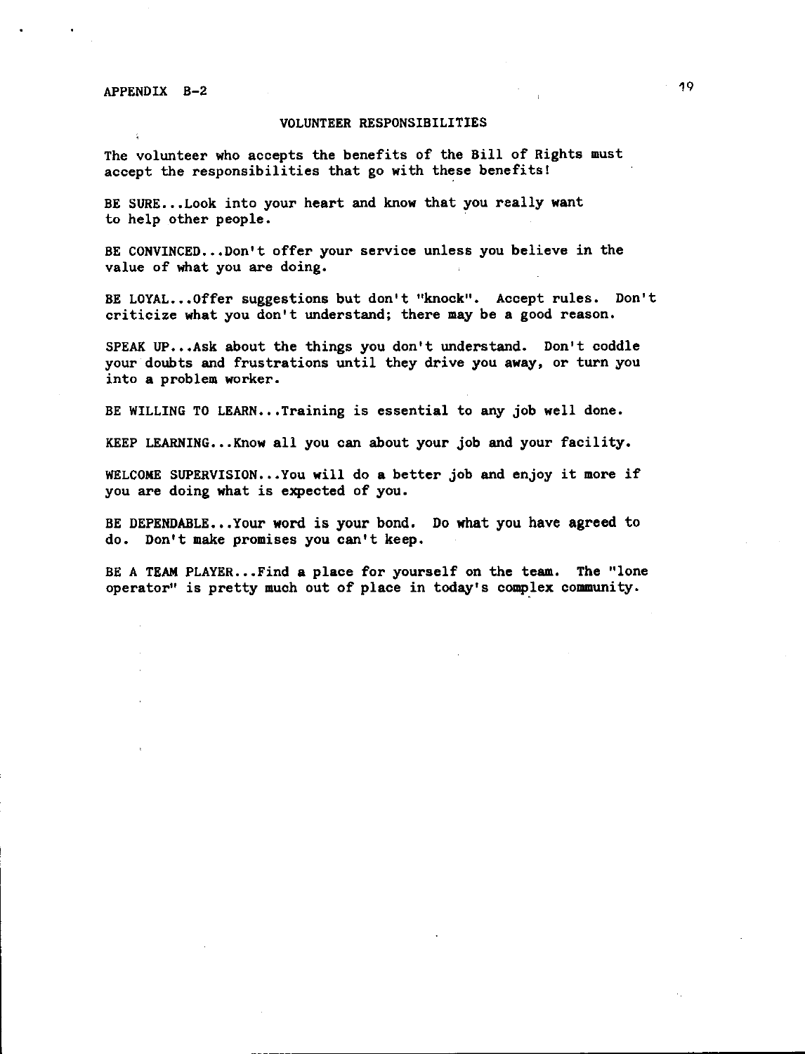APPENDIX B-2

## VOLUNTEER RESPONSIBILITIES

The volunteer who accepts the benefits of the Bill of Rights must accept the responsibilities that go with these benefits!

BE SURE...Look into your heart and know that you really want to help other people.

BE CONVINCED...Don't offer your service unless you believe in the value of what you are doing.

BE LOYAL...Offer suggestions but don't "knock". Accept rules. Don't criticize what you don't understand; there may be a good reason.

SPEAK UP...Ask about the things you don't understand. Don't coddle your doubts and frustrations until they drive you away, or turn you into a problem worker.

BE WILLING TO LEARN...Training is essential to any job well done.

KEEP LEARNING...Know all you can about your job and your facility.

WELCOME SUPERVISION...You will do a better job and enjoy it more if you are doing what is expected of you.

BE DEPENDABLE...Your word is your bond. Do what you have agreed to do. Don't make promises you can't keep.

BE A TEAM PLAYER...Find a place for yourself on the team. The "lone operator" is pretty much out of place in today's complex community.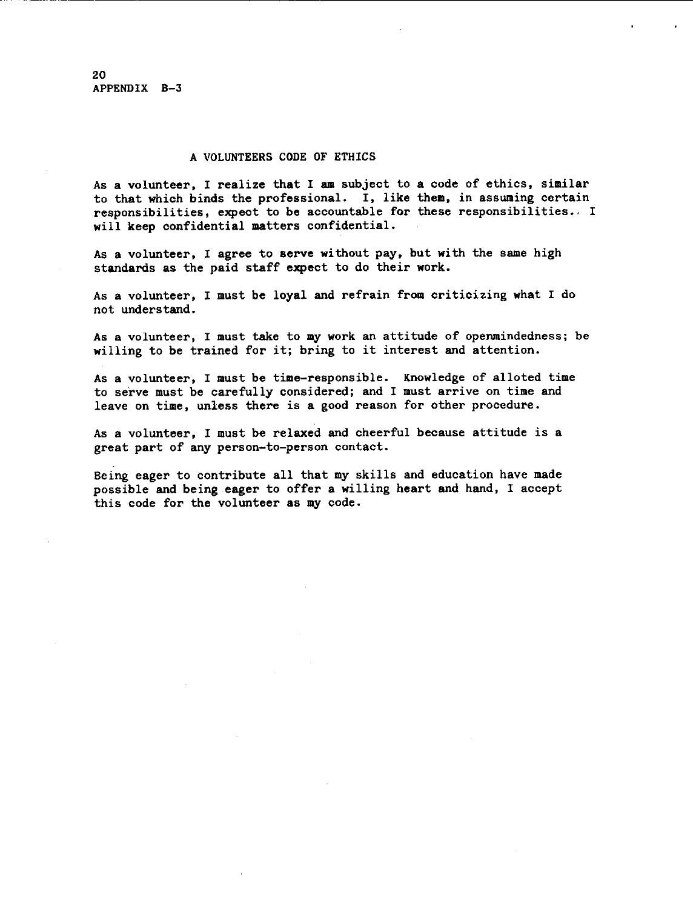APPENDIX B-3

## A VOLUNTEERS CODE OF ETHICS

As a volunteer, I realize that I am subject to a code of ethics, similar to that which binds the professional. I, like them, in assuming certain responsibilities, expect to be accountable for these responsibilities. I will keep confidential matters confidential.

As a volunteer, I agree to serve without pay, but with the same high standards as the paid staff expect to do their work.

As a volunteer, I must be loyal and refrain from criticizing what I do not understand.

As a volunteer, I must take to my work an attitude of openmindedness; be willing to be trained for it; bring to it interest and attention.

As a volunteer, I must be time-responsible. Knowledge of alloted time to serve must be carefully considered; and I must arrive on time and leave on time, unless there is a good reason for other procedure.

As a volunteer, I must be relaxed and cheerful because attitude is a great part of any person-to-person contact.

Being eager to contribute all that my skills and education have made possible and being eager to offer a willing heart and hand, I accept this code for the volunteer as my code.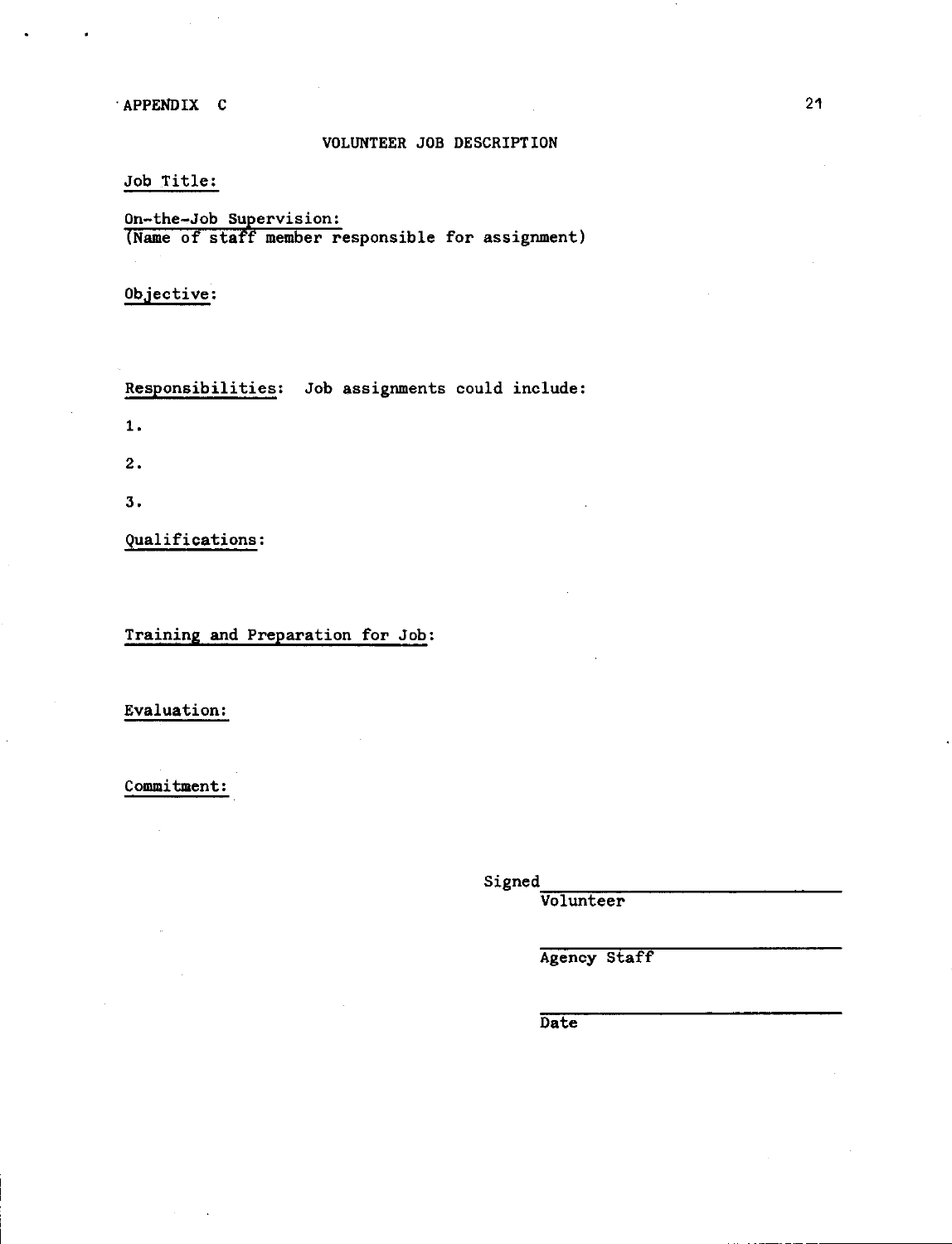APPENDIX C

## VOLUNTEER JOB DESCRIPTION

Job Title:

On-the-Job Supervision:
(Name of staff member responsible for assignment)

Objective:

Responsibilities: Job assignments could include:

1.

2.

3.

Qualifications:

Training and Preparation for Job:

Evaluation:

Commitment:

Signed ______________________
Volunteer

______________________
Agency Staff

______________________
Date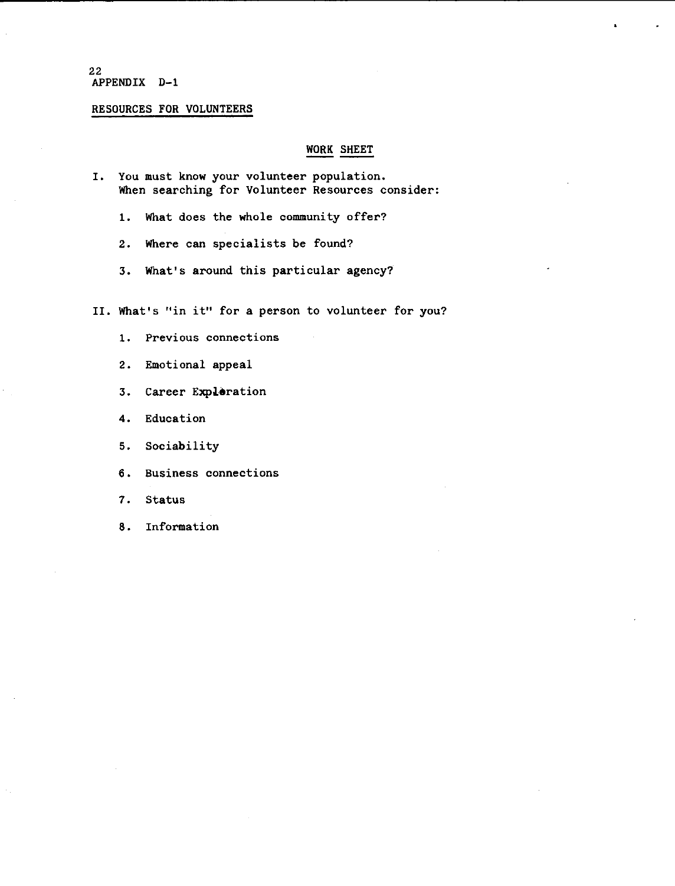APPENDIX D-1

## RESOURCES FOR VOLUNTEERS

### WORK SHEET

I. You must know your volunteer population.
When searching for Volunteer Resources consider:

1. What does the whole community offer?

2. Where can specialists be found?

3. What's around this particular agency?

II. What's "in it" for a person to volunteer for you?

1. Previous connections

2. Emotional appeal

3. Career Exploration

4. Education

5. Sociability

6. Business connections

7. Status

8. Information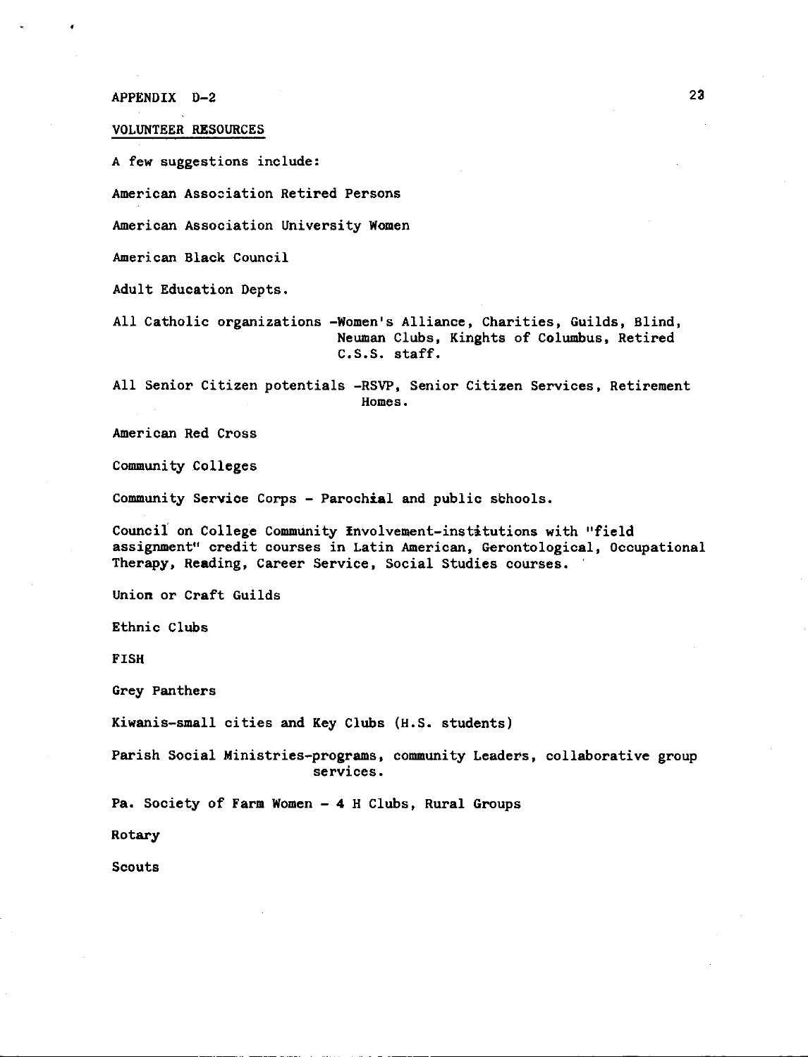APPENDIX D-2

## VOLUNTEER RESOURCES

A few suggestions include:

American Association Retired Persons

American Association University Women

American Black Council

Adult Education Depts.

All Catholic organizations -Women's Alliance, Charities, Guilds, Blind, Neuman Clubs, Kinghts of Columbus, Retired C.S.S. staff.

All Senior Citizen potentials -RSVP, Senior Citizen Services, Retirement Homes.

American Red Cross

Community Colleges

Community Service Corps - Parochial and public schools.

Council on College Community Involvement-institutions with "field assignment" credit courses in Latin American, Gerontological, Occupational Therapy, Reading, Career Service, Social Studies courses.

Union or Craft Guilds

Ethnic Clubs

FISH

Grey Panthers

Kiwanis-small cities and Key Clubs (H.S. students)

Parish Social Ministries-programs, community Leaders, collaborative group services.

Pa. Society of Farm Women - 4 H Clubs, Rural Groups

Rotary

Scouts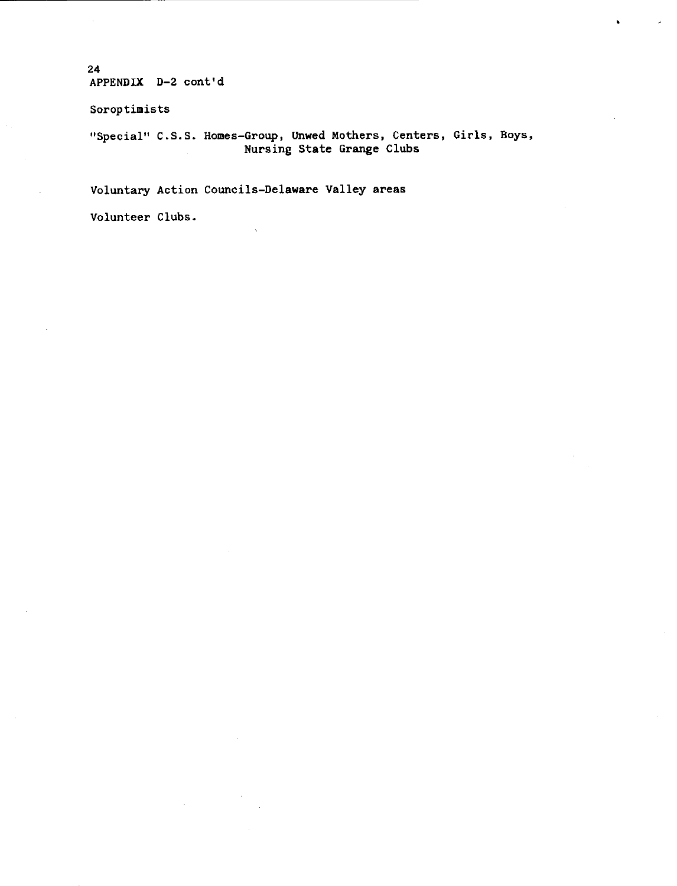APPENDIX D-2 cont'd

Soroptimists

"Special" C.S.S. Homes-Group, Unwed Mothers, Centers, Girls, Boys, Nursing State Grange Clubs

Voluntary Action Councils-Delaware Valley areas

Volunteer Clubs.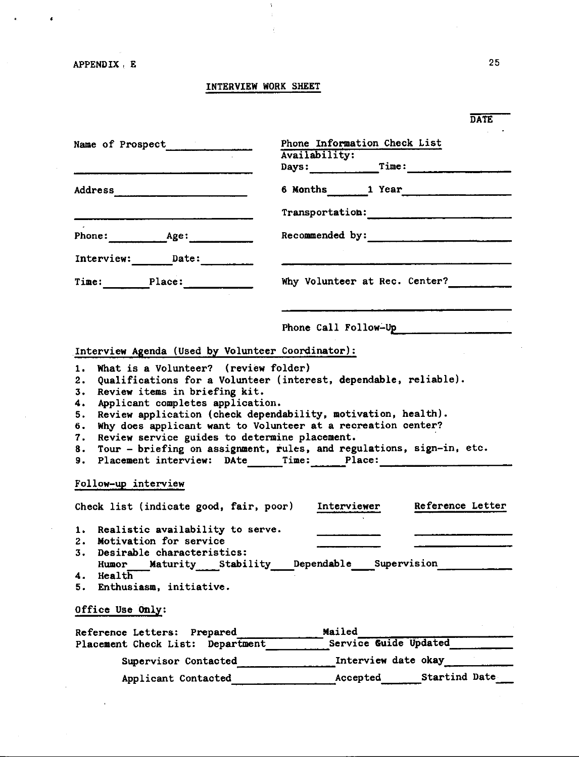APPENDIX E

## INTERVIEW WORK SHEET

DATE ______

Name of Prospect ______________

______________

Address ______________

______________

Phone: ________ Age: ________

Interview: ______ Date: ________

Time: ______ Place: ________

Phone Information Check List

Availability:

Days: ________ Time: ________

6 Months ______ 1 Year ________

Transportation: ______________

Recommended by: ______________

______________

Why Volunteer at Rec. Center? ________

______________

Phone Call Follow-Up ______________

Interview Agenda (Used by Volunteer Coordinator):

1. What is a Volunteer? (review folder)
2. Qualifications for a Volunteer (interest, dependable, reliable).
3. Review items in briefing kit.
4. Applicant completes application.
5. Review application (check dependability, motivation, health).
6. Why does applicant want to Volunteer at a recreation center?
7. Review service guides to determine placement.
8. Tour - briefing on assignment, rules, and regulations, sign-in, etc.
9. Placement interview: DAte ______ Time: ______ Place: ______________

Follow-up interview

| Check list (indicate good, fair, poor) | Interviewer | Reference Letter |
|---|---|---|
| 1. Realistic availability to serve. | ______ | ______ |
| 2. Motivation for service | ______ | ______ |

3. Desirable characteristics:
   Humor ___ Maturity ___ Stability ___ Dependable ___ Supervision ________
4. Health
5. Enthusiasm, initiative.

Office Use Only:

Reference Letters: Prepared __________ Mailed __________

Placement Check List: Department __________ Service Guide Updated __________

Supervisor Contacted __________ Interview date okay __________

Applicant Contacted __________ Accepted ______ Startind Date ___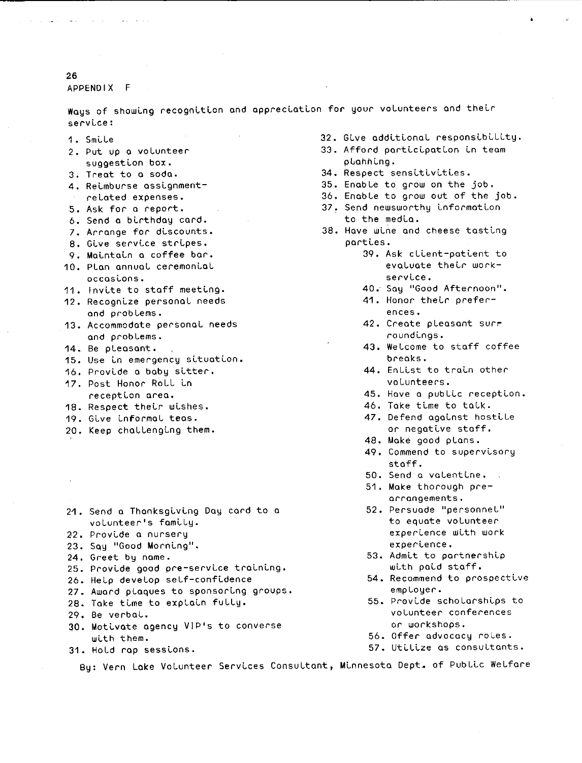APPENDIX F

Ways of showing recognition and appreciation for your volunteers and their service:

1. Smile
2. Put up a volunteer suggestion box.
3. Treat to a soda.
4. Reimburse assignment-related expenses.
5. Ask for a report.
6. Send a birthday card.
7. Arrange for discounts.
8. Give service stripes.
9. Maintain a coffee bar.
10. Plan annual ceremonial occasions.
11. Invite to staff meeting.
12. Recognize personal needs and problems.
13. Accommodate personal needs and problems.
14. Be pleasant.
15. Use in emergency situation.
16. Provide a baby sitter.
17. Post Honor Roll in reception area.
18. Respect their wishes.
19. Give informal teas.
20. Keep challenging them.
21. Send a Thanksgiving Day card to a volunteer's family.
22. Provide a nursery
23. Say "Good Morning".
24. Greet by name.
25. Provide good pre-service training.
26. Help develop self-confidence
27. Award plaques to sponsoring groups.
28. Take time to explain fully.
29. Be verbal.
30. Motivate agency VIP's to converse with them.
31. Hold rap sessions.
32. Give additional responsibility.
33. Afford participation in team planning.
34. Respect sensitivities.
35. Enable to grow on the job.
36. Enable to grow out of the job.
37. Send newsworthy information to the media.
38. Have wine and cheese tasting parties.
39. Ask client-patient to evaluate their work-service.
40. Say "Good Afternoon".
41. Honor their preferences.
42. Create pleasant surroundings.
43. Welcome to staff coffee breaks.
44. Enlist to train other volunteers.
45. Have a public reception.
46. Take time to talk.
47. Defend against hostile or negative staff.
48. Make good plans.
49. Commend to supervisory staff.
50. Send a valentine.
51. Make thorough pre-arrangements.
52. Persuade "personnel" to equate volunteer experience with work experience.
53. Admit to partnership with paid staff.
54. Recommend to prospective employer.
55. Provide scholarships to volunteer conferences or workshops.
56. Offer advocacy roles.
57. Utilize as consultants.

By: Vern Lake Volunteer Services Consultant, Minnesota Dept. of Public Welfare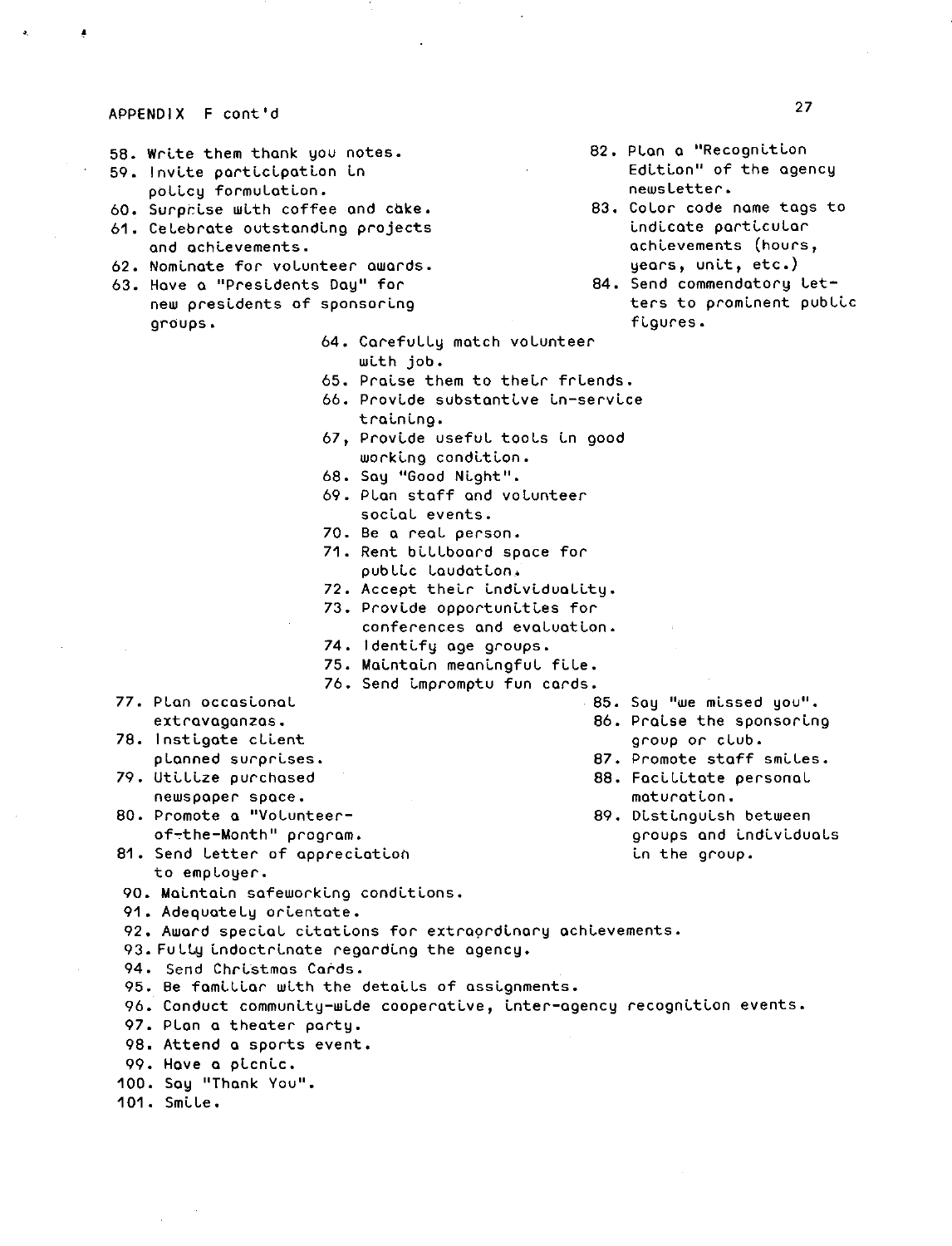APPENDIX F cont'd

58. Write them thank you notes.
59. Invite participation in policy formulation.
60. Surprise with coffee and cake.
61. Celebrate outstanding projects and achievements.
62. Nominate for volunteer awards.
63. Have a "Presidents Day" for new presidents of sponsoring groups.
64. Carefully match volunteer with job.
65. Praise them to their friends.
66. Provide substantive in-service training.
67. Provide useful tools in good working condition.
68. Say "Good Night".
69. Plan staff and volunteer social events.
70. Be a real person.
71. Rent billboard space for public laudation.
72. Accept their individuality.
73. Provide opportunities for conferences and evaluation.
74. Identify age groups.
75. Maintain meaningful file.
76. Send impromptu fun cards.
77. Plan occasional extravaganzas.
78. Instigate client planned surprises.
79. Utilize purchased newspaper space.
80. Promote a "Volunteer-of-the-Month" program.
81. Send letter of appreciation to employer.
82. Plan a "Recognition Edition" of the agency newsletter.
83. Color code name tags to indicate particular achievements (hours, years, unit, etc.)
84. Send commendatory letters to prominent public figures.
85. Say "we missed you".
86. Praise the sponsoring group or club.
87. Promote staff smiles.
88. Facilitate personal maturation.
89. Distinguish between groups and individuals in the group.
90. Maintain safeworking conditions.
91. Adequately orientate.
92. Award special citations for extraordinary achievements.
93. Fully indoctrinate regarding the agency.
94. Send Christmas Cards.
95. Be familiar with the details of assignments.
96. Conduct community-wide cooperative, inter-agency recognition events.
97. Plan a theater party.
98. Attend a sports event.
99. Have a picnic.
100. Say "Thank You".
101. Smile.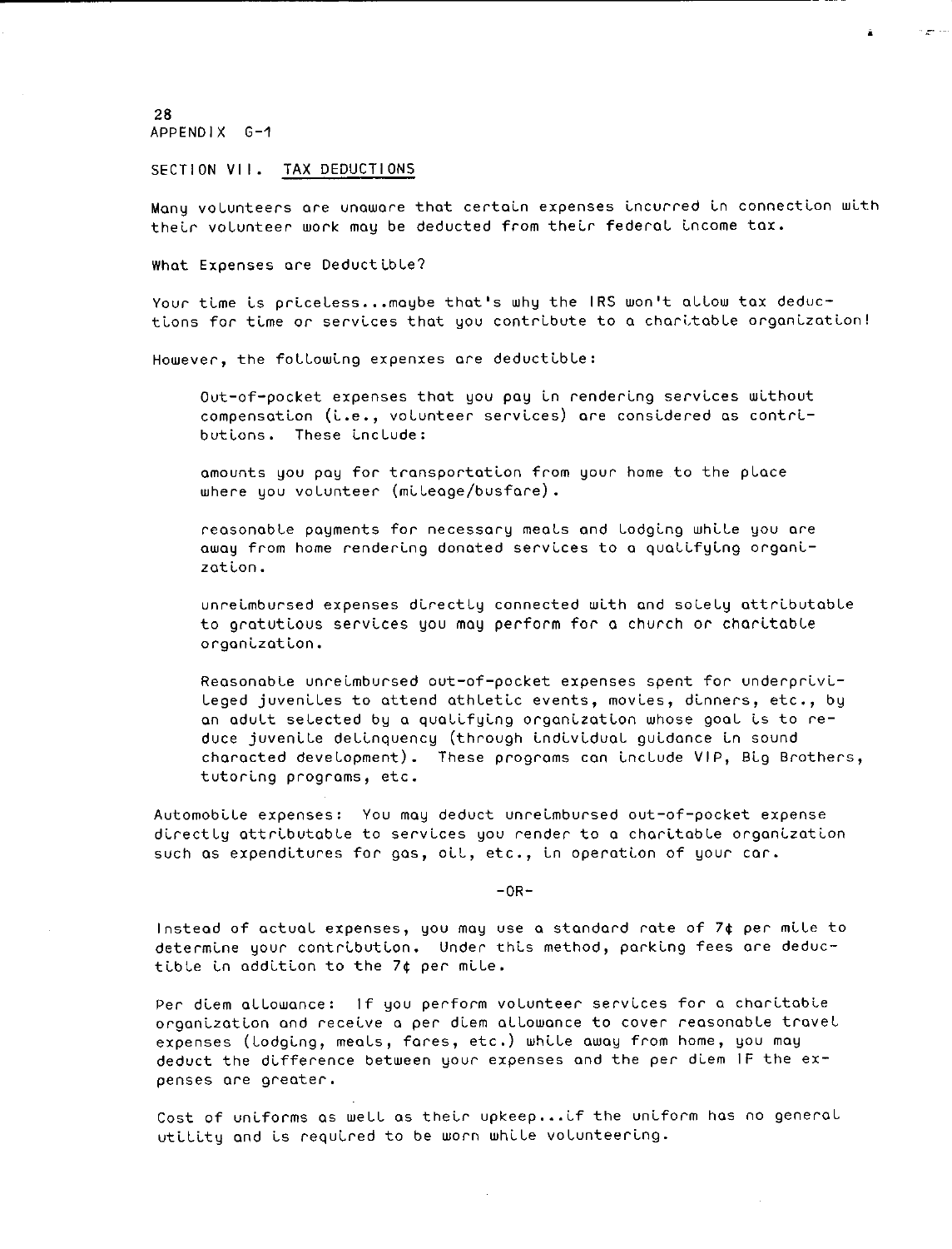APPENDIX G-1

SECTION VII. TAX DEDUCTIONS

Many volunteers are unaware that certain expenses incurred in connection with their volunteer work may be deducted from their federal income tax.

What Expenses are Deductible?

Your time is priceless...maybe that's why the IRS won't allow tax deductions for time or services that you contribute to a charitable organization!

However, the following expenxes are deductible:

> Out-of-pocket expenses that you pay in rendering services without compensation (i.e., volunteer services) are considered as contributions. These include:
>
> amounts you pay for transportation from your home to the place where you volunteer (mileage/busfare).
>
> reasonable payments for necessary meals and lodging while you are away from home rendering donated services to a qualifying organization.
>
> unreimbursed expenses directly connected with and solely attributable to gratutious services you may perform for a church or charitable organization.
>
> Reasonable unreimbursed out-of-pocket expenses spent for underprivileged juveniles to attend athletic events, movies, dinners, etc., by an adult selected by a qualifying organization whose goal is to reduce juvenile delinquency (through individual guidance in sound characted development). These programs can include VIP, Big Brothers, tutoring programs, etc.

Automobile expenses: You may deduct unreimbursed out-of-pocket expense directly attributable to services you render to a charitable organization such as expenditures for gas, oil, etc., in operation of your car.

-OR-

Instead of actual expenses, you may use a standard rate of 7¢ per mile to determine your contribution. Under this method, parking fees are deductible in addition to the 7¢ per mile.

Per diem allowance: If you perform volunteer services for a charitable organization and receive a per diem allowance to cover reasonable travel expenses (lodging, meals, fares, etc.) while away from home, you may deduct the difference between your expenses and the per diem IF the expenses are greater.

Cost of uniforms as well as their upkeep...if the uniform has no general utility and is required to be worn while volunteering.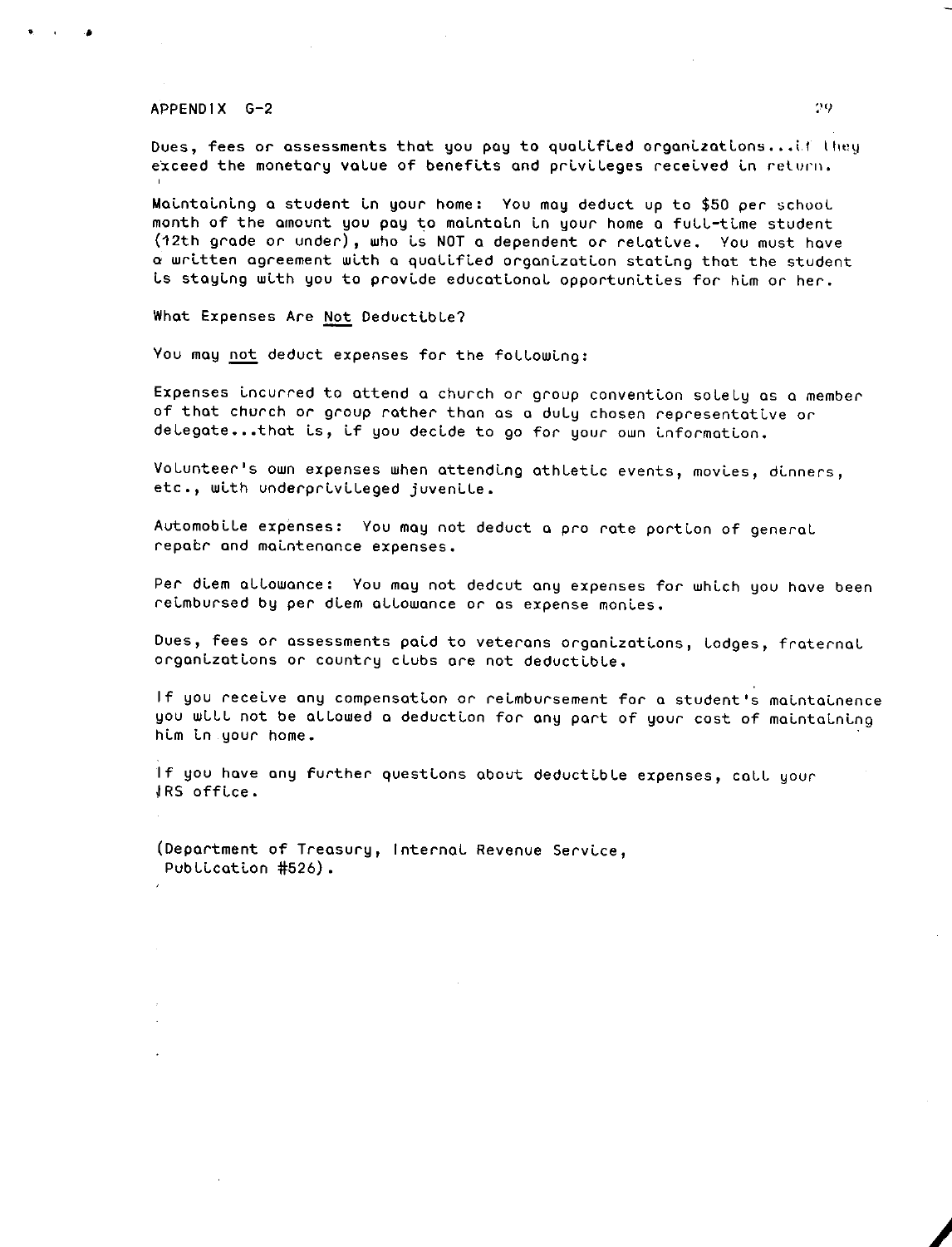APPENDIX G-2

Dues, fees or assessments that you pay to qualified organizations...if they exceed the monetary value of benefits and privileges received in return.

Maintaining a student in your home: You may deduct up to $50 per school month of the amount you pay to maintain in your home a full-time student (12th grade or under), who is NOT a dependent or relative. You must have a written agreement with a qualified organization stating that the student is staying with you to provide educational opportunities for him or her.

What Expenses Are <u>Not</u> Deductible?

You may <u>not</u> deduct expenses for the following:

Expenses incurred to attend a church or group convention solely as a member of that church or group rather than as a duly chosen representative or delegate...that is, if you decide to go for your own information.

Volunteer's own expenses when attending athletic events, movies, dinners, etc., with underprivileged juvenile.

Automobile expenses: You may not deduct a pro rate portion of general repair and maintenance expenses.

Per diem allowance: You may not dedcut any expenses for which you have been reimbursed by per diem allowance or as expense monies.

Dues, fees or assessments paid to veterans organizations, lodges, fraternal organizations or country clubs are not deductible.

If you receive any compensation or reimbursement for a student's maintainence you will not be allowed a deduction for any part of your cost of maintaining him in your home.

If you have any further questions about deductible expenses, call your IRS office.

(Department of Treasury, Internal Revenue Service, Publication #526).